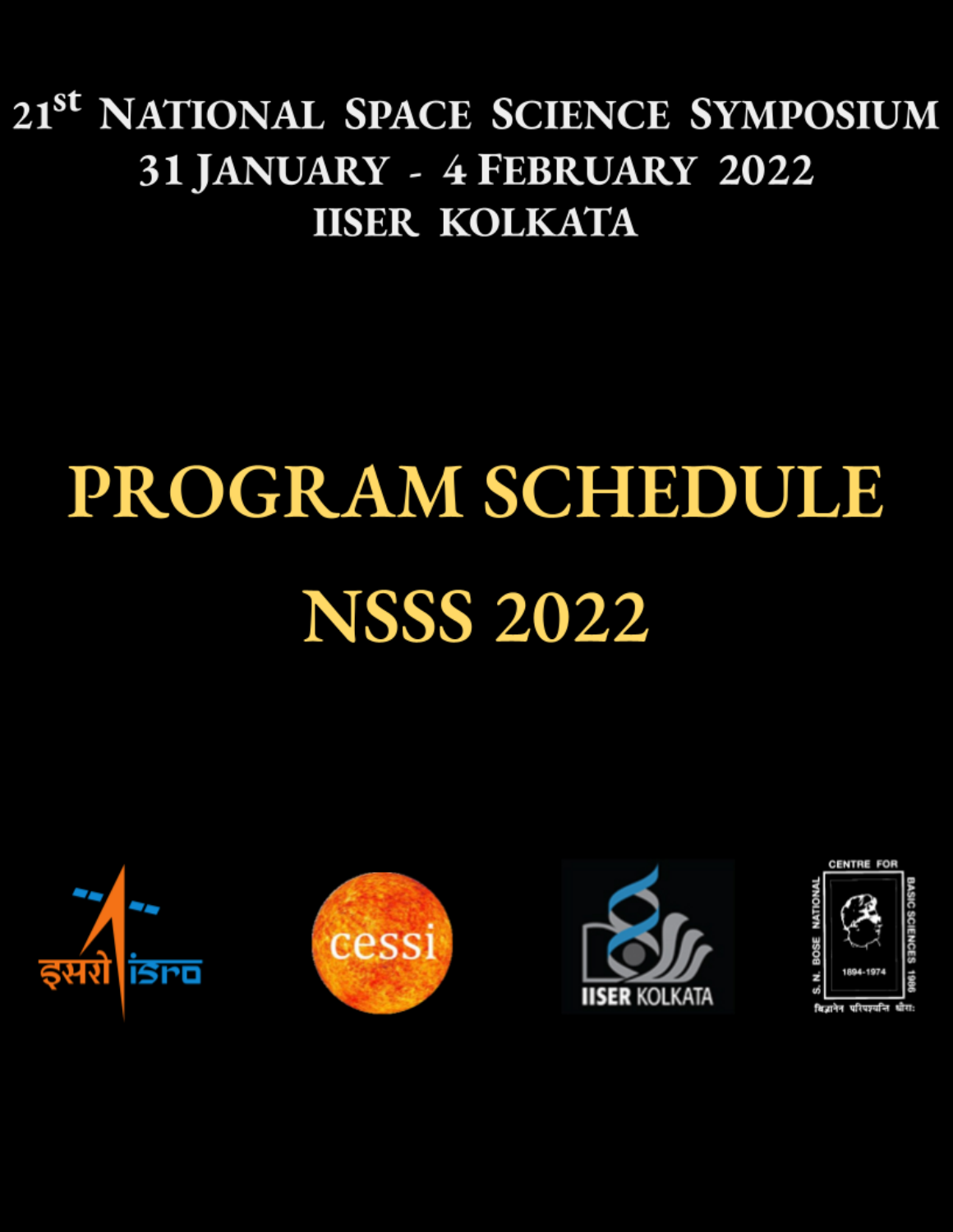# 21st National Space Science Symposium

## 31 January - 4 February 2022

## IISER Kolkata

# PROGRAM SCHEDULE

# NSSS 2022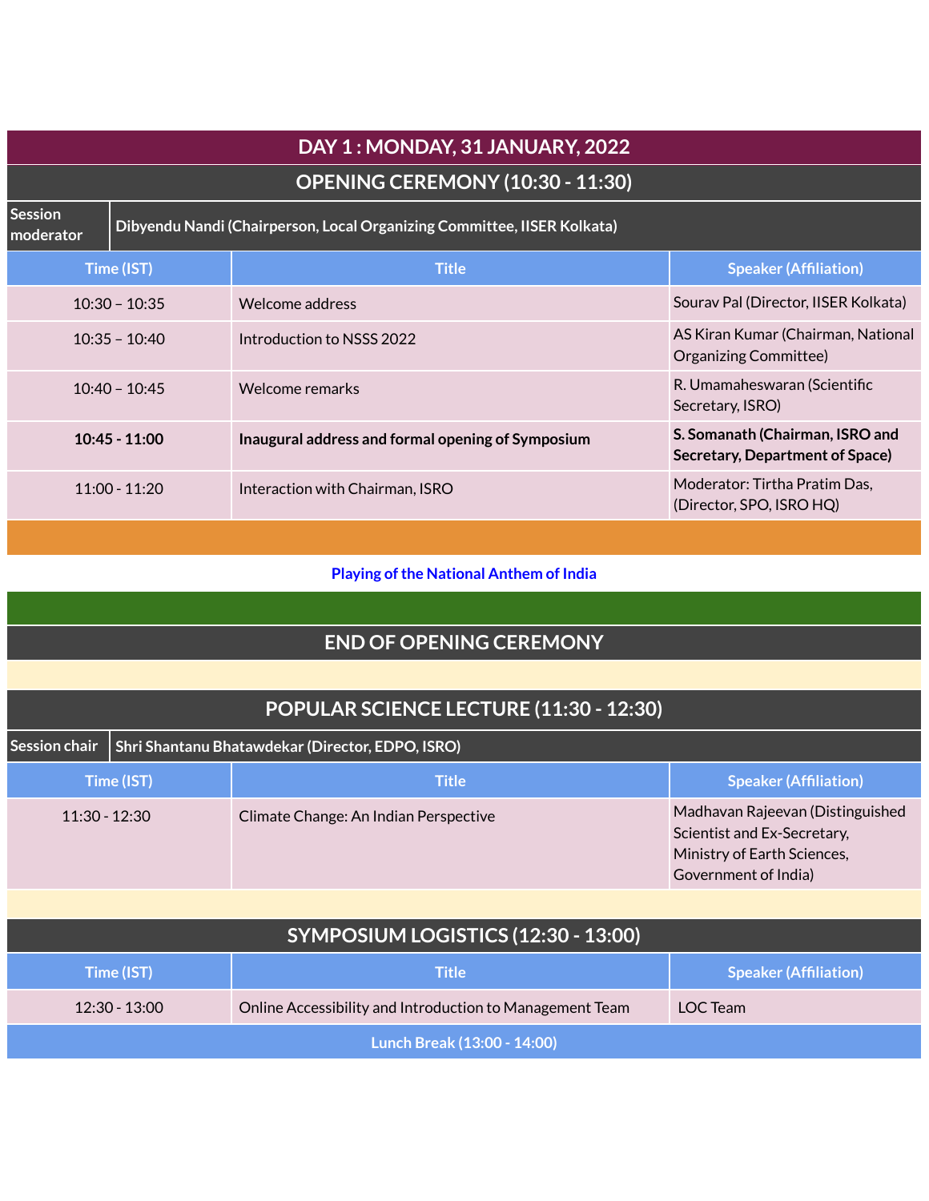## DAY 1 : MONDAY, 31 JANUARY, 2022

### OPENING CEREMONY (10:30 - 11:30)

**Session moderator:** Dibyendu Nandi (Chairperson, Local Organizing Committee, IISER Kolkata)

| Time (IST) | Title | Speaker (Affiliation) |
| --- | --- | --- |
| 10:30 – 10:35 | Welcome address | Sourav Pal (Director, IISER Kolkata) |
| 10:35 – 10:40 | Introduction to NSSS 2022 | AS Kiran Kumar (Chairman, National Organizing Committee) |
| 10:40 – 10:45 | Welcome remarks | R. Umamaheswaran (Scientific Secretary, ISRO) |
| **10:45 - 11:00** | **Inaugural address and formal opening of Symposium** | **S. Somanath (Chairman, ISRO and Secretary, Department of Space)** |
| 11:00 - 11:20 | Interaction with Chairman, ISRO | Moderator: Tirtha Pratim Das, (Director, SPO, ISRO HQ) |

**Playing of the National Anthem of India**

### END OF OPENING CEREMONY

### POPULAR SCIENCE LECTURE (11:30 - 12:30)

**Session chair:** Shri Shantanu Bhatawdekar (Director, EDPO, ISRO)

| Time (IST) | Title | Speaker (Affiliation) |
| --- | --- | --- |
| 11:30 - 12:30 | Climate Change: An Indian Perspective | Madhavan Rajeevan (Distinguished Scientist and Ex-Secretary, Ministry of Earth Sciences, Government of India) |

### SYMPOSIUM LOGISTICS (12:30 - 13:00)

| Time (IST) | Title | Speaker (Affiliation) |
| --- | --- | --- |
| 12:30 - 13:00 | Online Accessibility and Introduction to Management Team | LOC Team |

**Lunch Break (13:00 - 14:00)**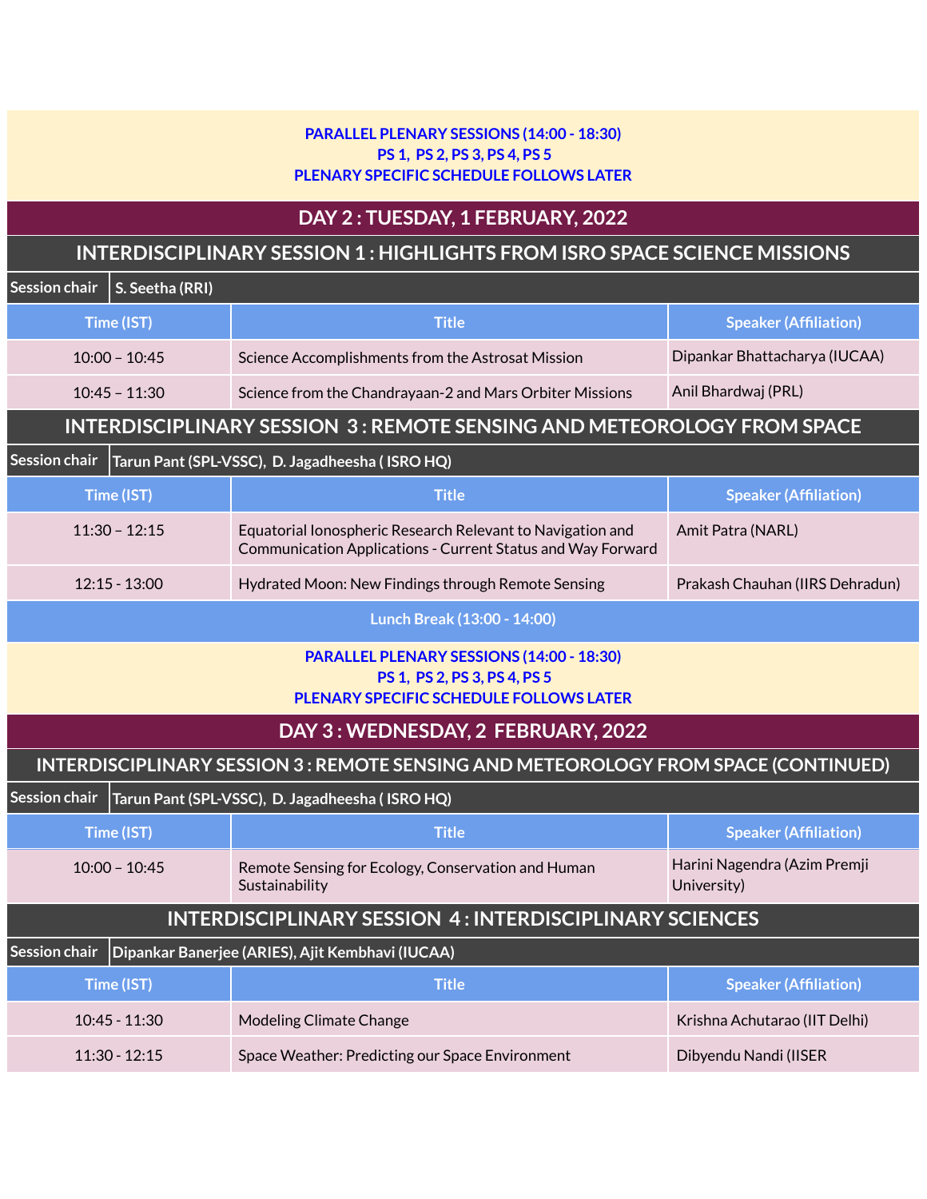**PARALLEL PLENARY SESSIONS (14:00 - 18:30)**
**PS 1, PS 2, PS 3, PS 4, PS 5**
**PLENARY SPECIFIC SCHEDULE FOLLOWS LATER**

## DAY 2 : TUESDAY, 1 FEBRUARY, 2022

### INTERDISCIPLINARY SESSION 1 : HIGHLIGHTS FROM ISRO SPACE SCIENCE MISSIONS

**Session chair:** S. Seetha (RRI)

| Time (IST) | Title | Speaker (Affiliation) |
|---|---|---|
| 10:00 – 10:45 | Science Accomplishments from the Astrosat Mission | Dipankar Bhattacharya (IUCAA) |
| 10:45 – 11:30 | Science from the Chandrayaan-2 and Mars Orbiter Missions | Anil Bhardwaj (PRL) |

### INTERDISCIPLINARY SESSION 3 : REMOTE SENSING AND METEOROLOGY FROM SPACE

**Session chair:** Tarun Pant (SPL-VSSC), D. Jagadheesha ( ISRO HQ)

| Time (IST) | Title | Speaker (Affiliation) |
|---|---|---|
| 11:30 – 12:15 | Equatorial Ionospheric Research Relevant to Navigation and Communication Applications - Current Status and Way Forward | Amit Patra (NARL) |
| 12:15 - 13:00 | Hydrated Moon: New Findings through Remote Sensing | Prakash Chauhan (IIRS Dehradun) |

**Lunch Break (13:00 - 14:00)**

**PARALLEL PLENARY SESSIONS (14:00 - 18:30)**
**PS 1, PS 2, PS 3, PS 4, PS 5**
**PLENARY SPECIFIC SCHEDULE FOLLOWS LATER**

## DAY 3 : WEDNESDAY, 2 FEBRUARY, 2022

### INTERDISCIPLINARY SESSION 3 : REMOTE SENSING AND METEOROLOGY FROM SPACE (CONTINUED)

**Session chair:** Tarun Pant (SPL-VSSC), D. Jagadheesha ( ISRO HQ)

| Time (IST) | Title | Speaker (Affiliation) |
|---|---|---|
| 10:00 – 10:45 | Remote Sensing for Ecology, Conservation and Human Sustainability | Harini Nagendra (Azim Premji University) |

### INTERDISCIPLINARY SESSION 4 : INTERDISCIPLINARY SCIENCES

**Session chair:** Dipankar Banerjee (ARIES), Ajit Kembhavi (IUCAA)

| Time (IST) | Title | Speaker (Affiliation) |
|---|---|---|
| 10:45 - 11:30 | Modeling Climate Change | Krishna Achutarao (IIT Delhi) |
| 11:30 - 12:15 | Space Weather: Predicting our Space Environment | Dibyendu Nandi (IISER |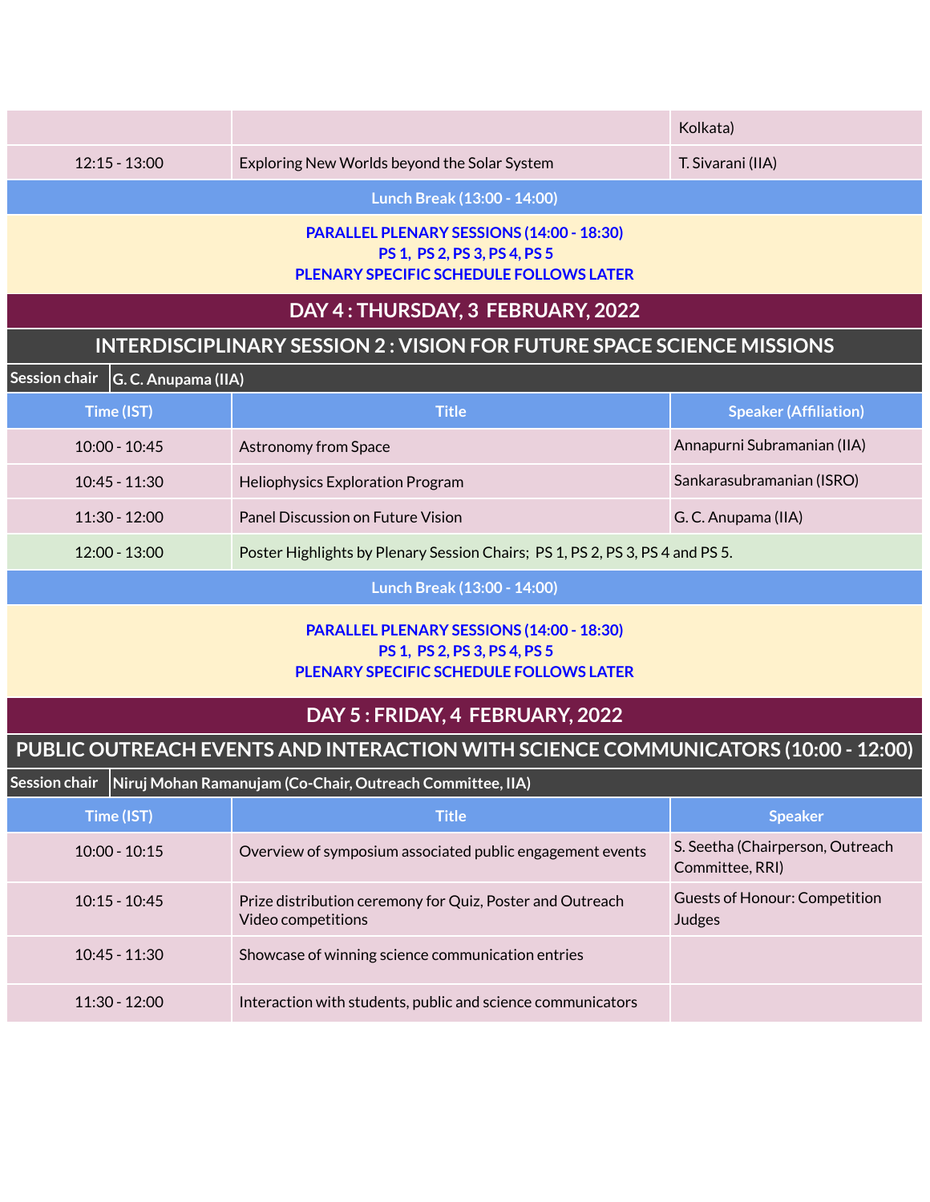| | | Kolkata) |
|---|---|---|
| 12:15 - 13:00 | Exploring New Worlds beyond the Solar System | T. Sivarani (IIA) |

**Lunch Break (13:00 - 14:00)**

**PARALLEL PLENARY SESSIONS (14:00 - 18:30)**
**PS 1, PS 2, PS 3, PS 4, PS 5**
**PLENARY SPECIFIC SCHEDULE FOLLOWS LATER**

## DAY 4 : THURSDAY, 3 FEBRUARY, 2022

### INTERDISCIPLINARY SESSION 2 : VISION FOR FUTURE SPACE SCIENCE MISSIONS

**Session chair:** G. C. Anupama (IIA)

| Time (IST) | Title | Speaker (Affiliation) |
|---|---|---|
| 10:00 - 10:45 | Astronomy from Space | Annapurni Subramanian (IIA) |
| 10:45 - 11:30 | Heliophysics Exploration Program | Sankarasubramanian (ISRO) |
| 11:30 - 12:00 | Panel Discussion on Future Vision | G. C. Anupama (IIA) |
| 12:00 - 13:00 | Poster Highlights by Plenary Session Chairs; PS 1, PS 2, PS 3, PS 4 and PS 5. | |

**Lunch Break (13:00 - 14:00)**

**PARALLEL PLENARY SESSIONS (14:00 - 18:30)**
**PS 1, PS 2, PS 3, PS 4, PS 5**
**PLENARY SPECIFIC SCHEDULE FOLLOWS LATER**

## DAY 5 : FRIDAY, 4 FEBRUARY, 2022

### PUBLIC OUTREACH EVENTS AND INTERACTION WITH SCIENCE COMMUNICATORS (10:00 - 12:00)

**Session chair:** Niruj Mohan Ramanujam (Co-Chair, Outreach Committee, IIA)

| Time (IST) | Title | Speaker |
|---|---|---|
| 10:00 - 10:15 | Overview of symposium associated public engagement events | S. Seetha (Chairperson, Outreach Committee, RRI) |
| 10:15 - 10:45 | Prize distribution ceremony for Quiz, Poster and Outreach Video competitions | Guests of Honour: Competition Judges |
| 10:45 - 11:30 | Showcase of winning science communication entries | |
| 11:30 - 12:00 | Interaction with students, public and science communicators | |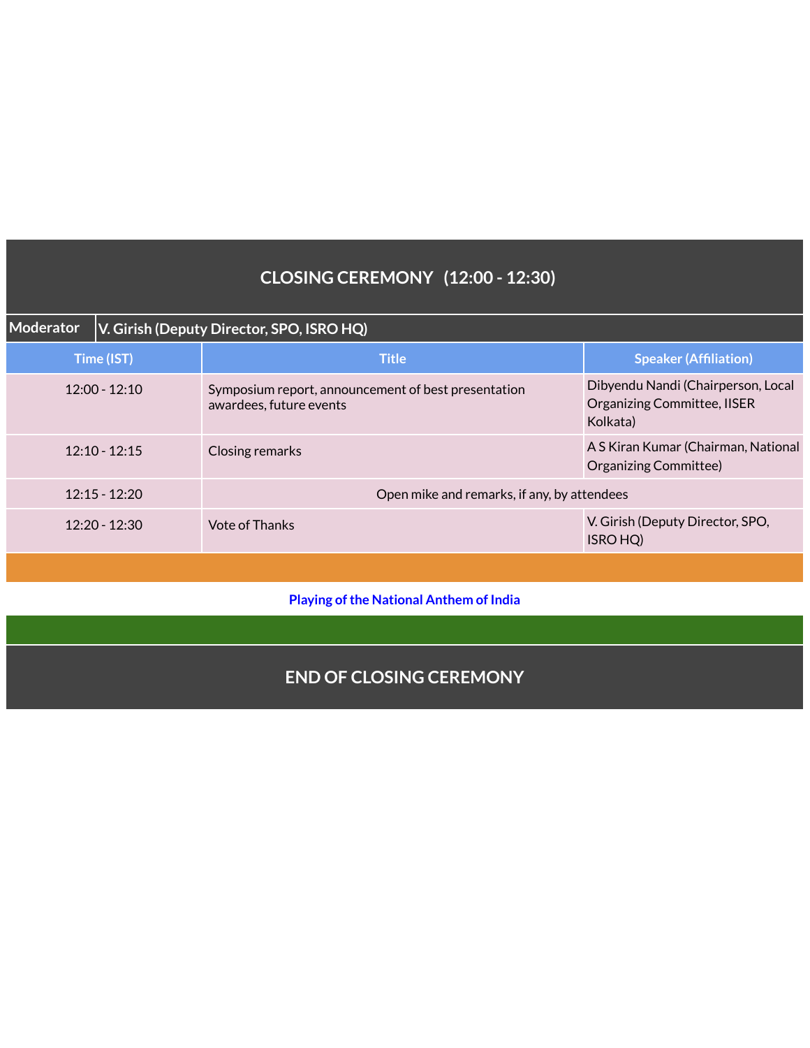## CLOSING CEREMONY (12:00 - 12:30)

| Moderator | V. Girish (Deputy Director, SPO, ISRO HQ) | |
|---|---|---|
| **Time (IST)** | **Title** | **Speaker (Affiliation)** |
| 12:00 - 12:10 | Symposium report, announcement of best presentation awardees, future events | Dibyendu Nandi (Chairperson, Local Organizing Committee, IISER Kolkata) |
| 12:10 - 12:15 | Closing remarks | A S Kiran Kumar (Chairman, National Organizing Committee) |
| 12:15 - 12:20 | Open mike and remarks, if any, by attendees | |
| 12:20 - 12:30 | Vote of Thanks | V. Girish (Deputy Director, SPO, ISRO HQ) |

**Playing of the National Anthem of India**

## END OF CLOSING CEREMONY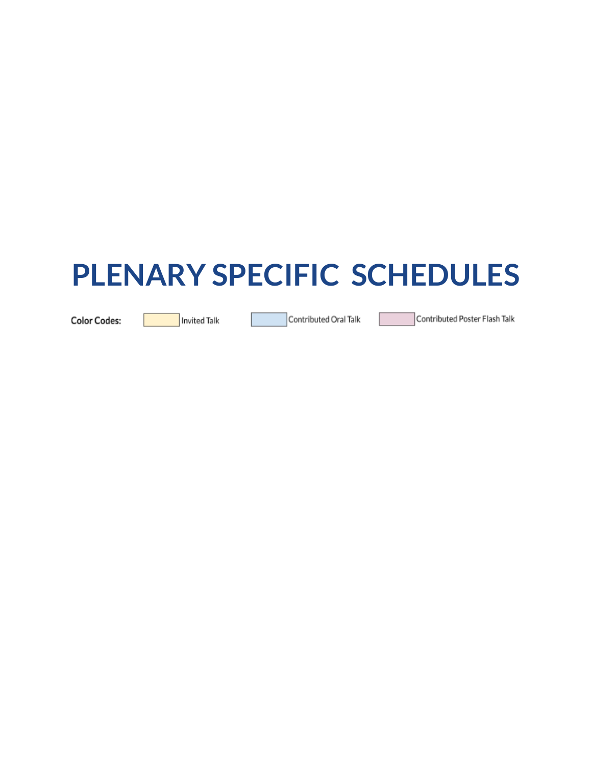# PLENARY SPECIFIC SCHEDULES

**Color Codes:** Invited Talk | Contributed Oral Talk | Contributed Poster Flash Talk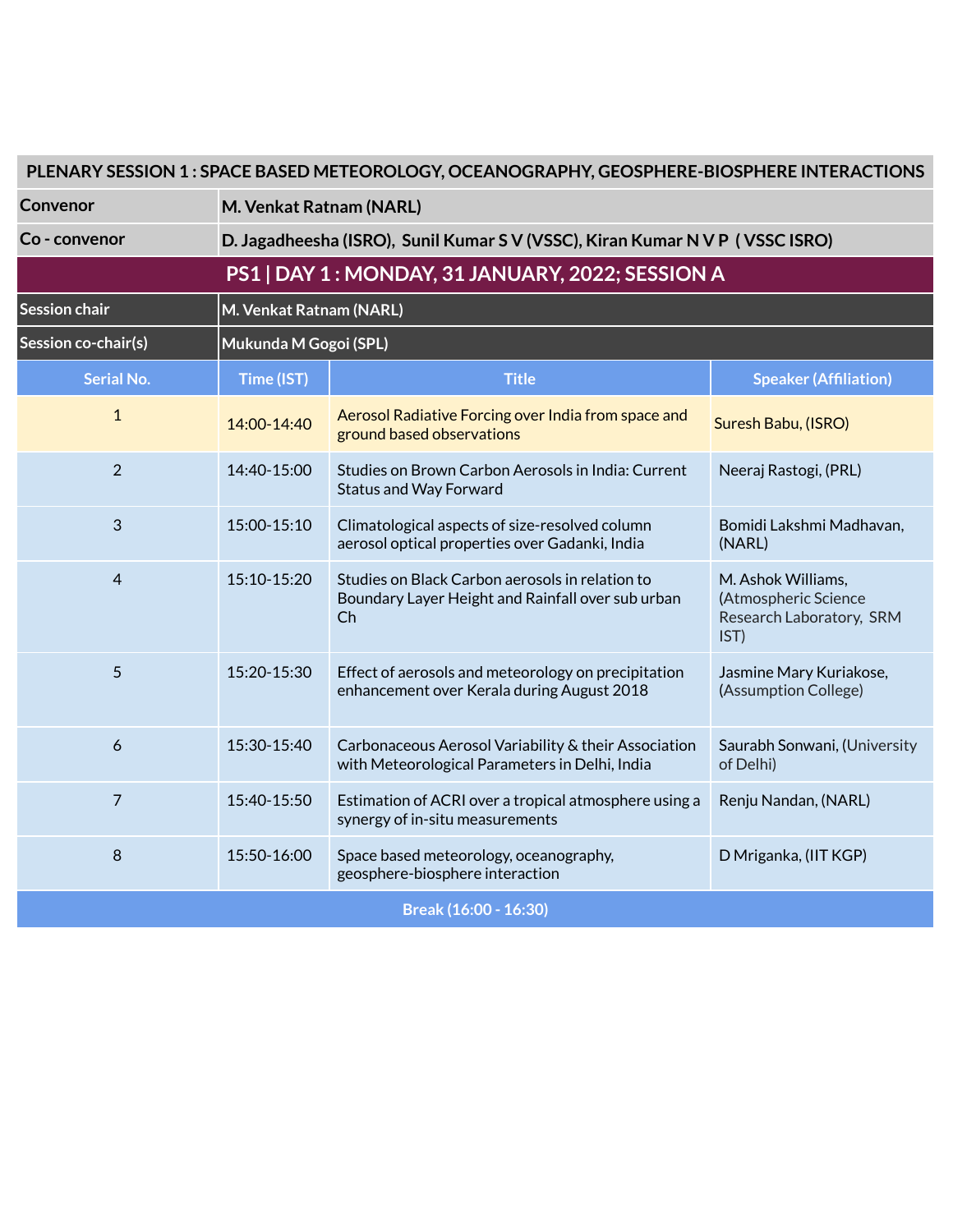## PLENARY SESSION 1 : SPACE BASED METEOROLOGY, OCEANOGRAPHY, GEOSPHERE-BIOSPHERE INTERACTIONS

| | |
|---|---|
| **Convenor** | **M. Venkat Ratnam (NARL)** |
| **Co - convenor** | **D. Jagadheesha (ISRO), Sunil Kumar S V (VSSC), Kiran Kumar N V P ( VSSC ISRO)** |

### PS1 | DAY 1 : MONDAY, 31 JANUARY, 2022; SESSION A

| | |
|---|---|
| **Session chair** | **M. Venkat Ratnam (NARL)** |
| **Session co-chair(s)** | **Mukunda M Gogoi (SPL)** |

| Serial No. | Time (IST) | Title | Speaker (Affiliation) |
|---|---|---|---|
| 1 | 14:00-14:40 | Aerosol Radiative Forcing over India from space and ground based observations | Suresh Babu, (ISRO) |
| 2 | 14:40-15:00 | Studies on Brown Carbon Aerosols in India: Current Status and Way Forward | Neeraj Rastogi, (PRL) |
| 3 | 15:00-15:10 | Climatological aspects of size-resolved column aerosol optical properties over Gadanki, India | Bomidi Lakshmi Madhavan, (NARL) |
| 4 | 15:10-15:20 | Studies on Black Carbon aerosols in relation to Boundary Layer Height and Rainfall over sub urban Ch | M. Ashok Williams, (Atmospheric Science Research Laboratory, SRM IST) |
| 5 | 15:20-15:30 | Effect of aerosols and meteorology on precipitation enhancement over Kerala during August 2018 | Jasmine Mary Kuriakose, (Assumption College) |
| 6 | 15:30-15:40 | Carbonaceous Aerosol Variability & their Association with Meteorological Parameters in Delhi, India | Saurabh Sonwani, (University of Delhi) |
| 7 | 15:40-15:50 | Estimation of ACRI over a tropical atmosphere using a synergy of in-situ measurements | Renju Nandan, (NARL) |
| 8 | 15:50-16:00 | Space based meteorology, oceanography, geosphere-biosphere interaction | D Mriganka, (IIT KGP) |
| Break (16:00 - 16:30) | | | |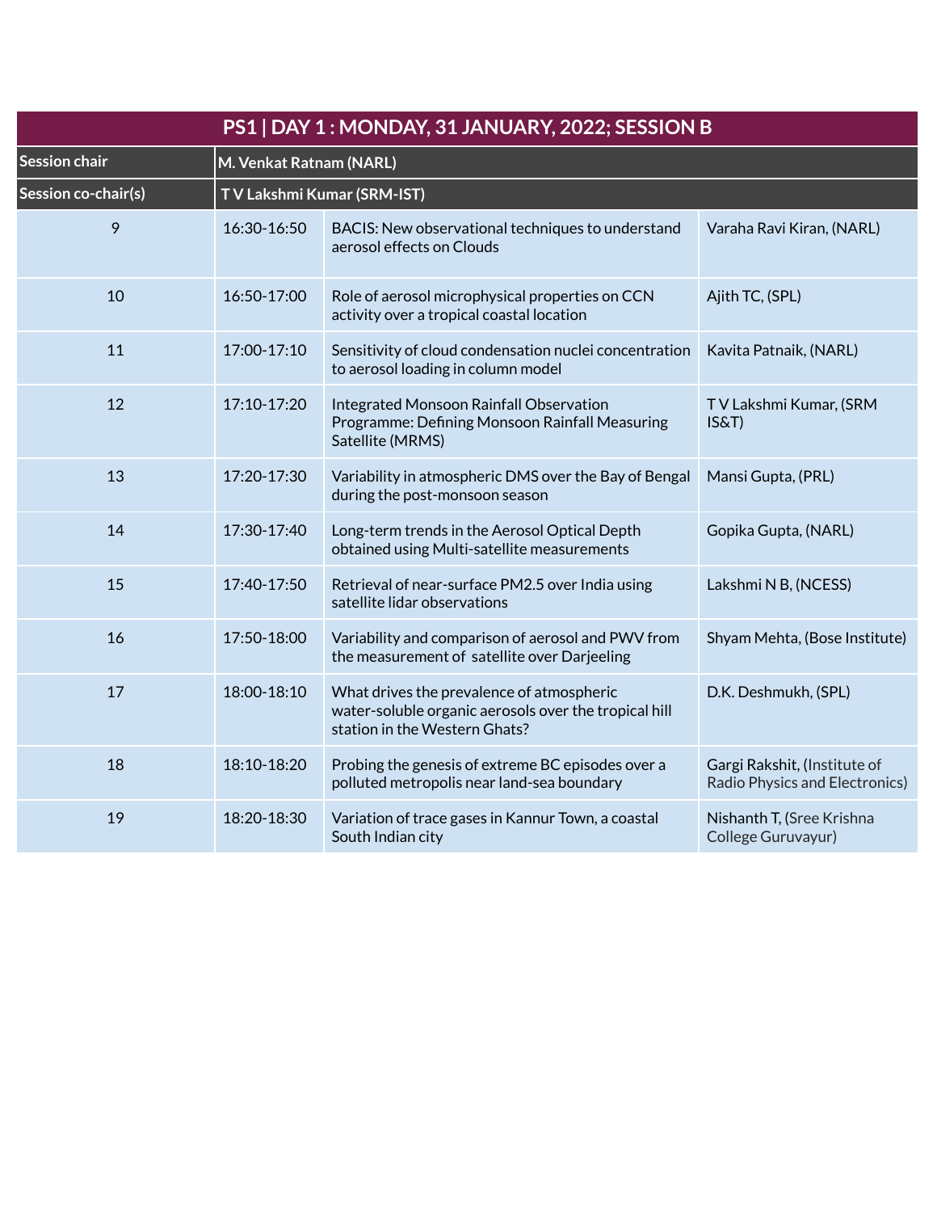| PS1 \| DAY 1 : MONDAY, 31 JANUARY, 2022; SESSION B | | | |
|---|---|---|---|
| **Session chair** | **M. Venkat Ratnam (NARL)** | | |
| **Session co-chair(s)** | **T V Lakshmi Kumar (SRM-IST)** | | |
| 9 | 16:30-16:50 | BACIS: New observational techniques to understand aerosol effects on Clouds | Varaha Ravi Kiran, (NARL) |
| 10 | 16:50-17:00 | Role of aerosol microphysical properties on CCN activity over a tropical coastal location | Ajith TC, (SPL) |
| 11 | 17:00-17:10 | Sensitivity of cloud condensation nuclei concentration to aerosol loading in column model | Kavita Patnaik, (NARL) |
| 12 | 17:10-17:20 | Integrated Monsoon Rainfall Observation Programme: Defining Monsoon Rainfall Measuring Satellite (MRMS) | T V Lakshmi Kumar, (SRM IS&T) |
| 13 | 17:20-17:30 | Variability in atmospheric DMS over the Bay of Bengal during the post-monsoon season | Mansi Gupta, (PRL) |
| 14 | 17:30-17:40 | Long-term trends in the Aerosol Optical Depth obtained using Multi-satellite measurements | Gopika Gupta, (NARL) |
| 15 | 17:40-17:50 | Retrieval of near-surface PM2.5 over India using satellite lidar observations | Lakshmi N B, (NCESS) |
| 16 | 17:50-18:00 | Variability and comparison of aerosol and PWV from the measurement of satellite over Darjeeling | Shyam Mehta, (Bose Institute) |
| 17 | 18:00-18:10 | What drives the prevalence of atmospheric water-soluble organic aerosols over the tropical hill station in the Western Ghats? | D.K. Deshmukh, (SPL) |
| 18 | 18:10-18:20 | Probing the genesis of extreme BC episodes over a polluted metropolis near land-sea boundary | Gargi Rakshit, (Institute of Radio Physics and Electronics) |
| 19 | 18:20-18:30 | Variation of trace gases in Kannur Town, a coastal South Indian city | Nishanth T, (Sree Krishna College Guruvayur) |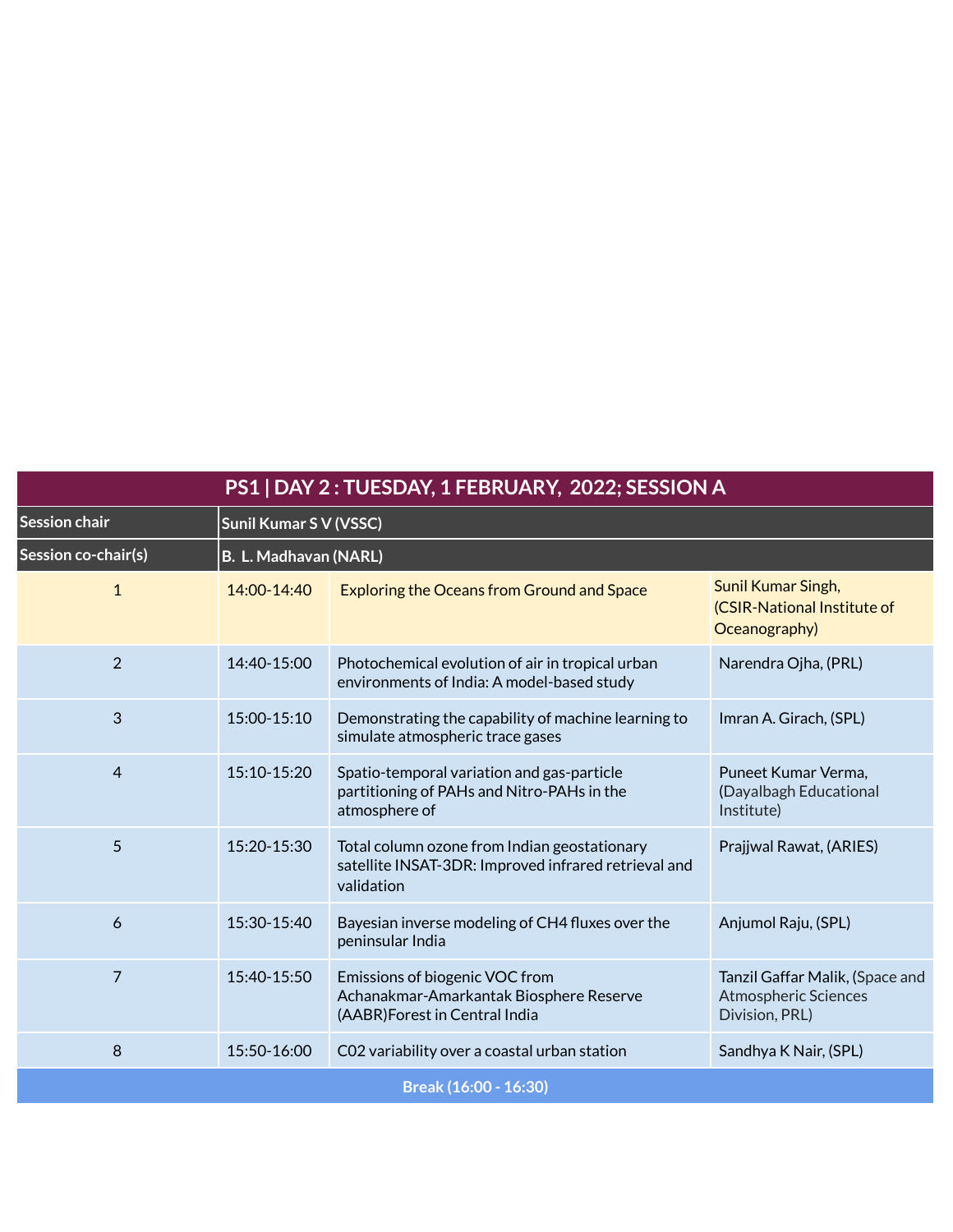| PS1 \| DAY 2 : TUESDAY, 1 FEBRUARY, 2022; SESSION A | | | |
|---|---|---|---|
| **Session chair** | **Sunil Kumar S V (VSSC)** | | |
| **Session co-chair(s)** | **B. L. Madhavan (NARL)** | | |
| 1 | 14:00-14:40 | Exploring the Oceans from Ground and Space | Sunil Kumar Singh, (CSIR-National Institute of Oceanography) |
| 2 | 14:40-15:00 | Photochemical evolution of air in tropical urban environments of India: A model-based study | Narendra Ojha, (PRL) |
| 3 | 15:00-15:10 | Demonstrating the capability of machine learning to simulate atmospheric trace gases | Imran A. Girach, (SPL) |
| 4 | 15:10-15:20 | Spatio-temporal variation and gas-particle partitioning of PAHs and Nitro-PAHs in the atmosphere of | Puneet Kumar Verma, (Dayalbagh Educational Institute) |
| 5 | 15:20-15:30 | Total column ozone from Indian geostationary satellite INSAT-3DR: Improved infrared retrieval and validation | Prajjwal Rawat, (ARIES) |
| 6 | 15:30-15:40 | Bayesian inverse modeling of CH4 fluxes over the peninsular India | Anjumol Raju, (SPL) |
| 7 | 15:40-15:50 | Emissions of biogenic VOC from Achanakmar-Amarkantak Biosphere Reserve (AABR)Forest in Central India | Tanzil Gaffar Malik, (Space and Atmospheric Sciences Division, PRL) |
| 8 | 15:50-16:00 | C02 variability over a coastal urban station | Sandhya K Nair, (SPL) |
| **Break (16:00 - 16:30)** | | | |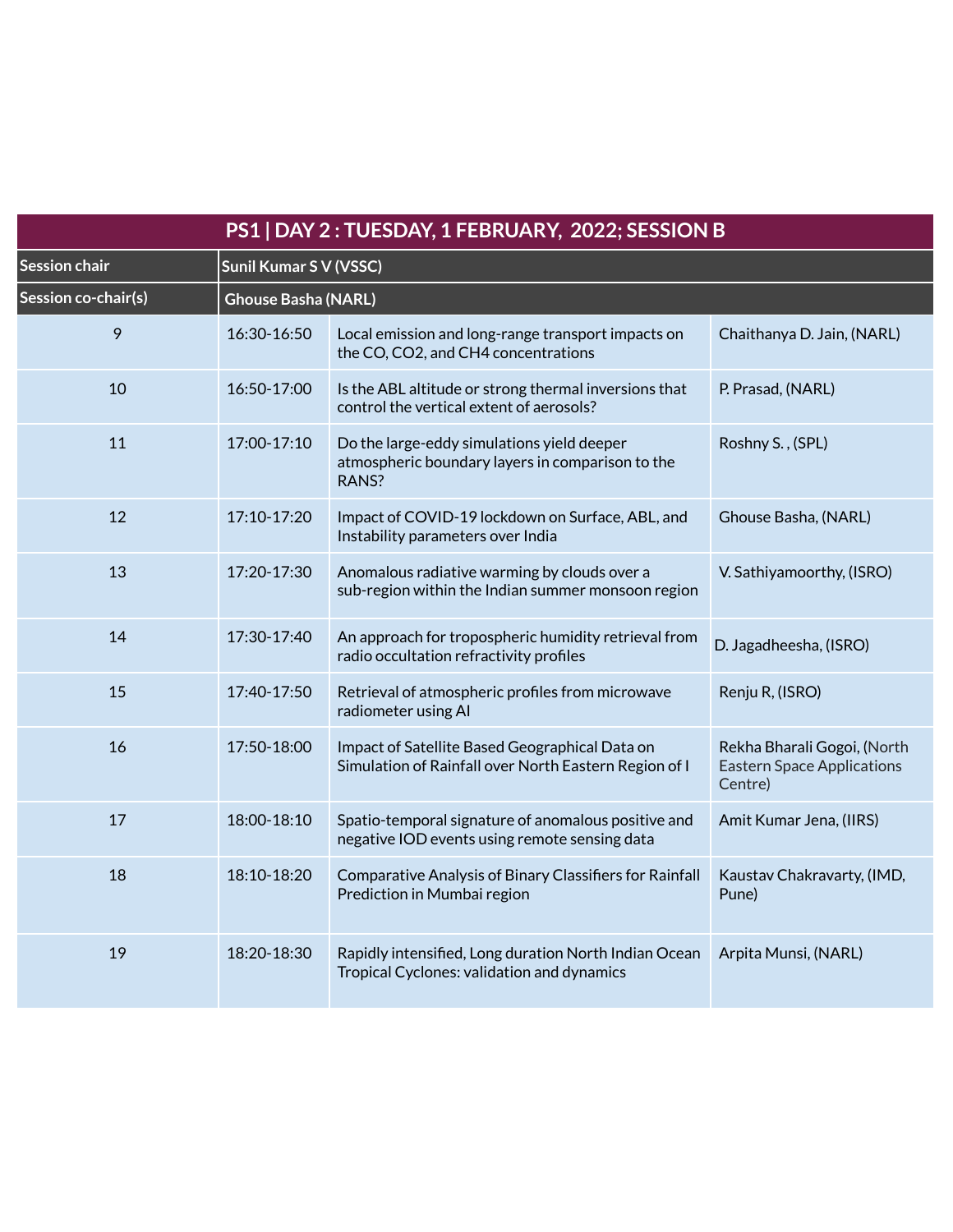| PS1 \| DAY 2 : TUESDAY, 1 FEBRUARY, 2022; SESSION B | | | |
|---|---|---|---|
| **Session chair** | **Sunil Kumar S V (VSSC)** | | |
| **Session co-chair(s)** | **Ghouse Basha (NARL)** | | |
| 9 | 16:30-16:50 | Local emission and long-range transport impacts on the CO, CO2, and CH4 concentrations | Chaithanya D. Jain, (NARL) |
| 10 | 16:50-17:00 | Is the ABL altitude or strong thermal inversions that control the vertical extent of aerosols? | P. Prasad, (NARL) |
| 11 | 17:00-17:10 | Do the large-eddy simulations yield deeper atmospheric boundary layers in comparison to the RANS? | Roshny S. , (SPL) |
| 12 | 17:10-17:20 | Impact of COVID-19 lockdown on Surface, ABL, and Instability parameters over India | Ghouse Basha, (NARL) |
| 13 | 17:20-17:30 | Anomalous radiative warming by clouds over a sub-region within the Indian summer monsoon region | V. Sathiyamoorthy, (ISRO) |
| 14 | 17:30-17:40 | An approach for tropospheric humidity retrieval from radio occultation refractivity profiles | D. Jagadheesha, (ISRO) |
| 15 | 17:40-17:50 | Retrieval of atmospheric profiles from microwave radiometer using AI | Renju R, (ISRO) |
| 16 | 17:50-18:00 | Impact of Satellite Based Geographical Data on Simulation of Rainfall over North Eastern Region of I | Rekha Bharali Gogoi, (North Eastern Space Applications Centre) |
| 17 | 18:00-18:10 | Spatio-temporal signature of anomalous positive and negative IOD events using remote sensing data | Amit Kumar Jena, (IIRS) |
| 18 | 18:10-18:20 | Comparative Analysis of Binary Classifiers for Rainfall Prediction in Mumbai region | Kaustav Chakravarty, (IMD, Pune) |
| 19 | 18:20-18:30 | Rapidly intensified, Long duration North Indian Ocean Tropical Cyclones: validation and dynamics | Arpita Munsi, (NARL) |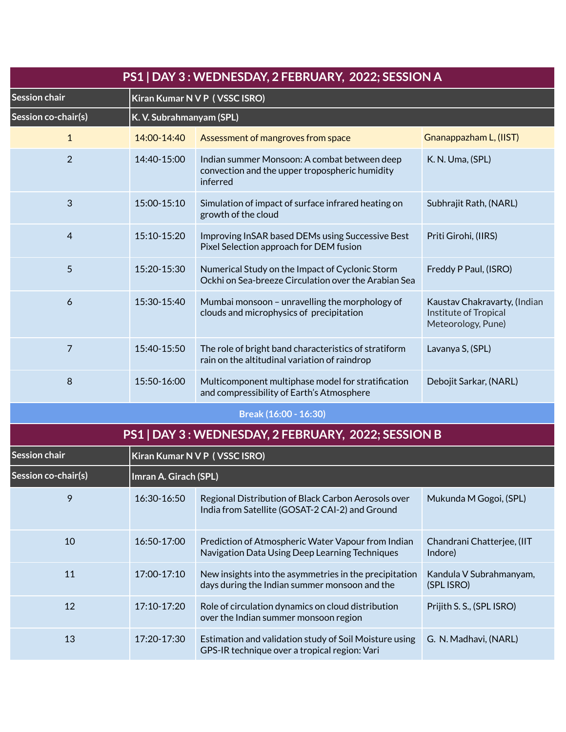## PS1 | DAY 3 : WEDNESDAY, 2 FEBRUARY, 2022; SESSION A

| **Session chair** | **Kiran Kumar N V P ( VSSC ISRO)** | | |
|---|---|---|---|
| **Session co-chair(s)** | **K. V. Subrahmanyam (SPL)** | | |
| 1 | 14:00-14:40 | Assessment of mangroves from space | Gnanappazham L, (IIST) |
| 2 | 14:40-15:00 | Indian summer Monsoon: A combat between deep convection and the upper tropospheric humidity inferred | K. N. Uma, (SPL) |
| 3 | 15:00-15:10 | Simulation of impact of surface infrared heating on growth of the cloud | Subhrajit Rath, (NARL) |
| 4 | 15:10-15:20 | Improving InSAR based DEMs using Successive Best Pixel Selection approach for DEM fusion | Priti Girohi, (IIRS) |
| 5 | 15:20-15:30 | Numerical Study on the Impact of Cyclonic Storm Ockhi on Sea-breeze Circulation over the Arabian Sea | Freddy P Paul, (ISRO) |
| 6 | 15:30-15:40 | Mumbai monsoon – unravelling the morphology of clouds and microphysics of precipitation | Kaustav Chakravarty, (Indian Institute of Tropical Meteorology, Pune) |
| 7 | 15:40-15:50 | The role of bright band characteristics of stratiform rain on the altitudinal variation of raindrop | Lavanya S, (SPL) |
| 8 | 15:50-16:00 | Multicomponent multiphase model for stratification and compressibility of Earth's Atmosphere | Debojit Sarkar, (NARL) |

**Break (16:00 - 16:30)**

## PS1 | DAY 3 : WEDNESDAY, 2 FEBRUARY, 2022; SESSION B

| **Session chair** | **Kiran Kumar N V P ( VSSC ISRO)** | | |
|---|---|---|---|
| **Session co-chair(s)** | **Imran A. Girach (SPL)** | | |
| 9 | 16:30-16:50 | Regional Distribution of Black Carbon Aerosols over India from Satellite (GOSAT-2 CAI-2) and Ground | Mukunda M Gogoi, (SPL) |
| 10 | 16:50-17:00 | Prediction of Atmospheric Water Vapour from Indian Navigation Data Using Deep Learning Techniques | Chandrani Chatterjee, (IIT Indore) |
| 11 | 17:00-17:10 | New insights into the asymmetries in the precipitation days during the Indian summer monsoon and the | Kandula V Subrahmanyam, (SPL ISRO) |
| 12 | 17:10-17:20 | Role of circulation dynamics on cloud distribution over the Indian summer monsoon region | Prijith S. S., (SPL ISRO) |
| 13 | 17:20-17:30 | Estimation and validation study of Soil Moisture using GPS-IR technique over a tropical region: Vari | G. N. Madhavi, (NARL) |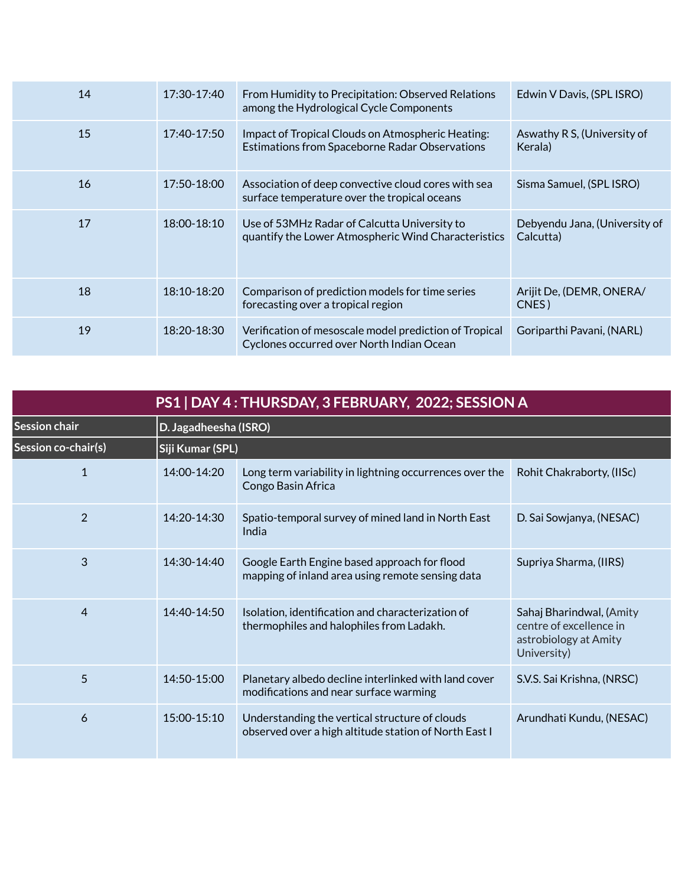| | | | |
|---|---|---|---|
| 14 | 17:30-17:40 | From Humidity to Precipitation: Observed Relations among the Hydrological Cycle Components | Edwin V Davis, (SPL ISRO) |
| 15 | 17:40-17:50 | Impact of Tropical Clouds on Atmospheric Heating: Estimations from Spaceborne Radar Observations | Aswathy R S, (University of Kerala) |
| 16 | 17:50-18:00 | Association of deep convective cloud cores with sea surface temperature over the tropical oceans | Sisma Samuel, (SPL ISRO) |
| 17 | 18:00-18:10 | Use of 53MHz Radar of Calcutta University to quantify the Lower Atmospheric Wind Characteristics | Debyendu Jana, (University of Calcutta) |
| 18 | 18:10-18:20 | Comparison of prediction models for time series forecasting over a tropical region | Arijit De, (DEMR, ONERA/ CNES ) |
| 19 | 18:20-18:30 | Verification of mesoscale model prediction of Tropical Cyclones occurred over North Indian Ocean | Goriparthi Pavani, (NARL) |

## PS1 | DAY 4 : THURSDAY, 3 FEBRUARY, 2022; SESSION A

| **Session chair** | **D. Jagadheesha (ISRO)** | | |
|---|---|---|---|
| **Session co-chair(s)** | **Siji Kumar (SPL)** | | |
| 1 | 14:00-14:20 | Long term variability in lightning occurrences over the Congo Basin Africa | Rohit Chakraborty, (IISc) |
| 2 | 14:20-14:30 | Spatio-temporal survey of mined land in North East India | D. Sai Sowjanya, (NESAC) |
| 3 | 14:30-14:40 | Google Earth Engine based approach for flood mapping of inland area using remote sensing data | Supriya Sharma, (IIRS) |
| 4 | 14:40-14:50 | Isolation, identification and characterization of thermophiles and halophiles from Ladakh. | Sahaj Bharindwal, (Amity centre of excellence in astrobiology at Amity University) |
| 5 | 14:50-15:00 | Planetary albedo decline interlinked with land cover modifications and near surface warming | S.V.S. Sai Krishna, (NRSC) |
| 6 | 15:00-15:10 | Understanding the vertical structure of clouds observed over a high altitude station of North East I | Arundhati Kundu, (NESAC) |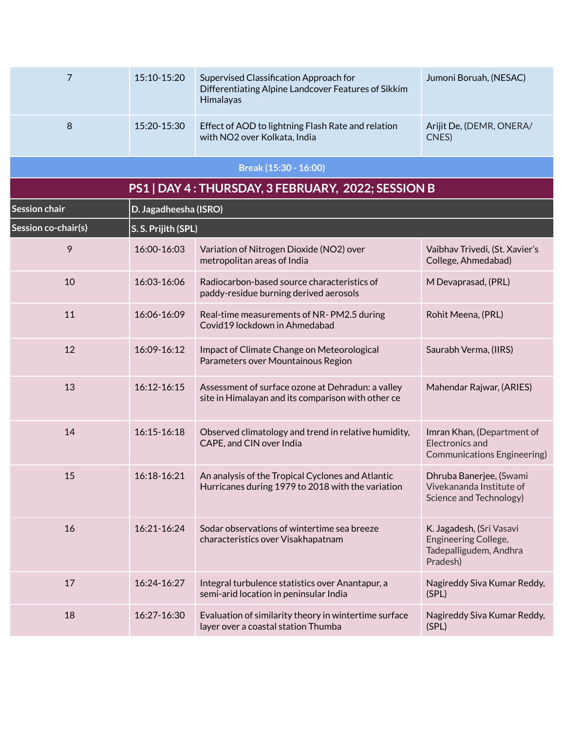| | | | |
|---|---|---|---|
| 7 | 15:10-15:20 | Supervised Classification Approach for Differentiating Alpine Landcover Features of Sikkim Himalayas | Jumoni Boruah, (NESAC) |
| 8 | 15:20-15:30 | Effect of AOD to lightning Flash Rate and relation with NO2 over Kolkata, India | Arijit De, (DEMR, ONERA/ CNES) |

**Break (15:30 - 16:00)**

## PS1 | DAY 4 : THURSDAY, 3 FEBRUARY, 2022; SESSION B

| **Session chair** | **D. Jagadheesha (ISRO)** | | |
|---|---|---|---|
| **Session co-chair(s)** | **S. S. Prijith (SPL)** | | |
| 9 | 16:00-16:03 | Variation of Nitrogen Dioxide (NO2) over metropolitan areas of India | Vaibhav Trivedi, (St. Xavier's College, Ahmedabad) |
| 10 | 16:03-16:06 | Radiocarbon-based source characteristics of paddy-residue burning derived aerosols | M Devaprasad, (PRL) |
| 11 | 16:06-16:09 | Real-time measurements of NR- PM2.5 during Covid19 lockdown in Ahmedabad | Rohit Meena, (PRL) |
| 12 | 16:09-16:12 | Impact of Climate Change on Meteorological Parameters over Mountainous Region | Saurabh Verma, (IIRS) |
| 13 | 16:12-16:15 | Assessment of surface ozone at Dehradun: a valley site in Himalayan and its comparison with other ce | Mahendar Rajwar, (ARIES) |
| 14 | 16:15-16:18 | Observed climatology and trend in relative humidity, CAPE, and CIN over India | Imran Khan, (Department of Electronics and Communications Engineering) |
| 15 | 16:18-16:21 | An analysis of the Tropical Cyclones and Atlantic Hurricanes during 1979 to 2018 with the variation | Dhruba Banerjee, (Swami Vivekananda Institute of Science and Technology) |
| 16 | 16:21-16:24 | Sodar observations of wintertime sea breeze characteristics over Visakhapatnam | K. Jagadesh, (Sri Vasavi Engineering College, Tadepalligudem, Andhra Pradesh) |
| 17 | 16:24-16:27 | Integral turbulence statistics over Anantapur, a semi-arid location in peninsular India | Nagireddy Siva Kumar Reddy, (SPL) |
| 18 | 16:27-16:30 | Evaluation of similarity theory in wintertime surface layer over a coastal station Thumba | Nagireddy Siva Kumar Reddy, (SPL) |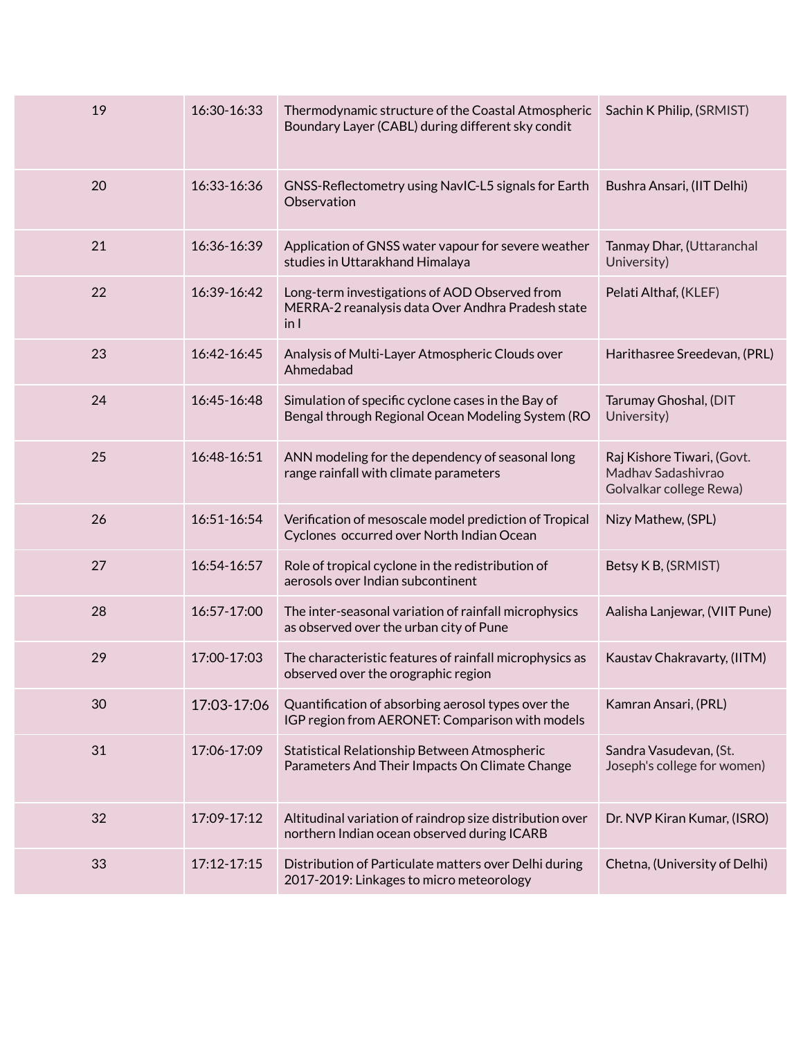| 19 | 16:30-16:33 | Thermodynamic structure of the Coastal Atmospheric Boundary Layer (CABL) during different sky condit | Sachin K Philip, (SRMIST) |
|---|---|---|---|
| 20 | 16:33-16:36 | GNSS-Reflectometry using NavIC-L5 signals for Earth Observation | Bushra Ansari, (IIT Delhi) |
| 21 | 16:36-16:39 | Application of GNSS water vapour for severe weather studies in Uttarakhand Himalaya | Tanmay Dhar, (Uttaranchal University) |
| 22 | 16:39-16:42 | Long-term investigations of AOD Observed from MERRA-2 reanalysis data Over Andhra Pradesh state in I | Pelati Althaf, (KLEF) |
| 23 | 16:42-16:45 | Analysis of Multi-Layer Atmospheric Clouds over Ahmedabad | Harithasree Sreedevan, (PRL) |
| 24 | 16:45-16:48 | Simulation of specific cyclone cases in the Bay of Bengal through Regional Ocean Modeling System (RO | Tarumay Ghoshal, (DIT University) |
| 25 | 16:48-16:51 | ANN modeling for the dependency of seasonal long range rainfall with climate parameters | Raj Kishore Tiwari, (Govt. Madhav Sadashivrao Golvalkar college Rewa) |
| 26 | 16:51-16:54 | Verification of mesoscale model prediction of Tropical Cyclones occurred over North Indian Ocean | Nizy Mathew, (SPL) |
| 27 | 16:54-16:57 | Role of tropical cyclone in the redistribution of aerosols over Indian subcontinent | Betsy K B, (SRMIST) |
| 28 | 16:57-17:00 | The inter-seasonal variation of rainfall microphysics as observed over the urban city of Pune | Aalisha Lanjewar, (VIIT Pune) |
| 29 | 17:00-17:03 | The characteristic features of rainfall microphysics as observed over the orographic region | Kaustav Chakravarty, (IITM) |
| 30 | 17:03-17:06 | Quantification of absorbing aerosol types over the IGP region from AERONET: Comparison with models | Kamran Ansari, (PRL) |
| 31 | 17:06-17:09 | Statistical Relationship Between Atmospheric Parameters And Their Impacts On Climate Change | Sandra Vasudevan, (St. Joseph's college for women) |
| 32 | 17:09-17:12 | Altitudinal variation of raindrop size distribution over northern Indian ocean observed during ICARB | Dr. NVP Kiran Kumar, (ISRO) |
| 33 | 17:12-17:15 | Distribution of Particulate matters over Delhi during 2017-2019: Linkages to micro meteorology | Chetna, (University of Delhi) |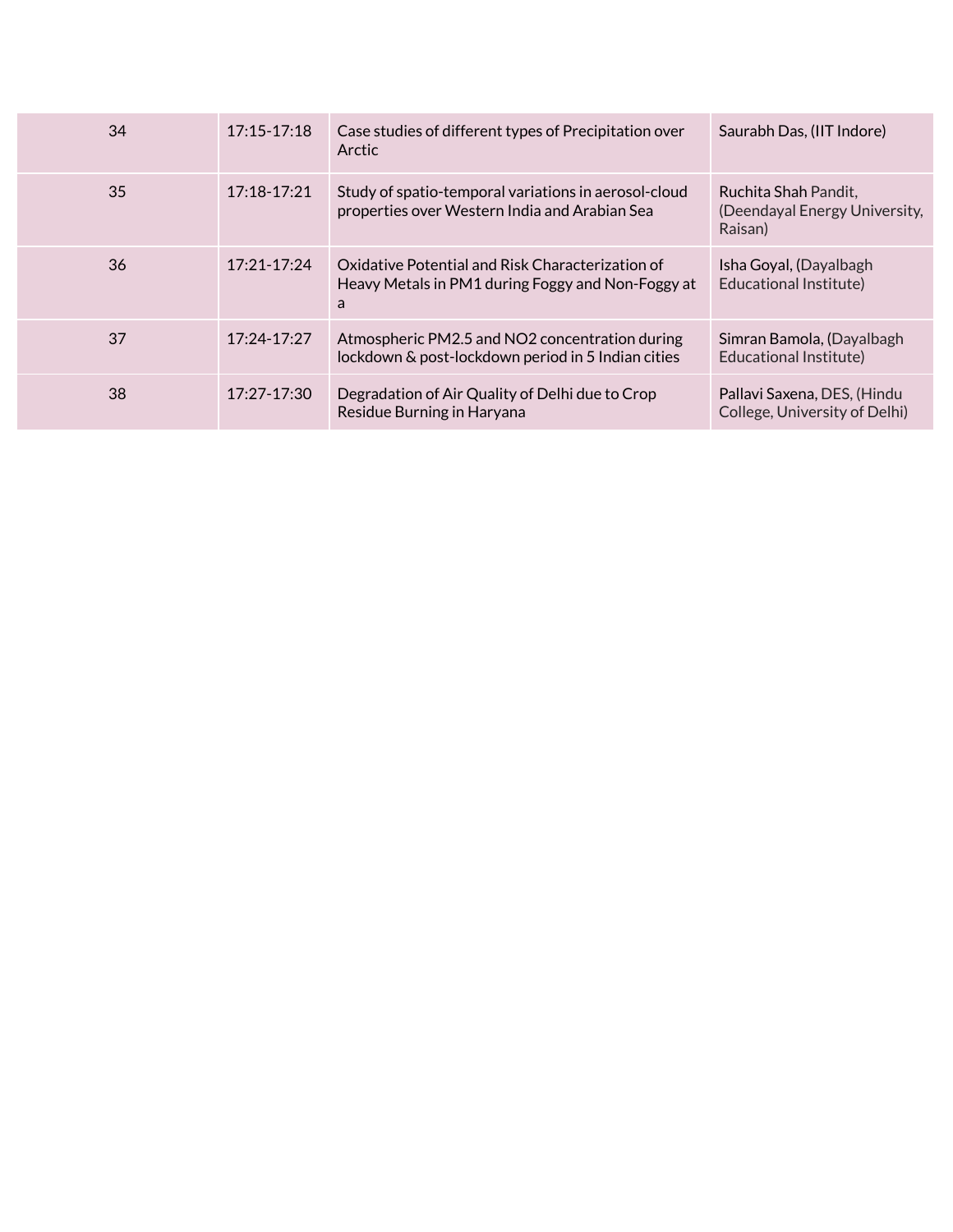| 34 | 17:15-17:18 | Case studies of different types of Precipitation over Arctic | Saurabh Das, (IIT Indore) |
|---|---|---|---|
| 35 | 17:18-17:21 | Study of spatio-temporal variations in aerosol-cloud properties over Western India and Arabian Sea | Ruchita Shah Pandit, (Deendayal Energy University, Raisan) |
| 36 | 17:21-17:24 | Oxidative Potential and Risk Characterization of Heavy Metals in PM1 during Foggy and Non-Foggy at a | Isha Goyal, (Dayalbagh Educational Institute) |
| 37 | 17:24-17:27 | Atmospheric PM2.5 and NO2 concentration during lockdown & post-lockdown period in 5 Indian cities | Simran Bamola, (Dayalbagh Educational Institute) |
| 38 | 17:27-17:30 | Degradation of Air Quality of Delhi due to Crop Residue Burning in Haryana | Pallavi Saxena, DES, (Hindu College, University of Delhi) |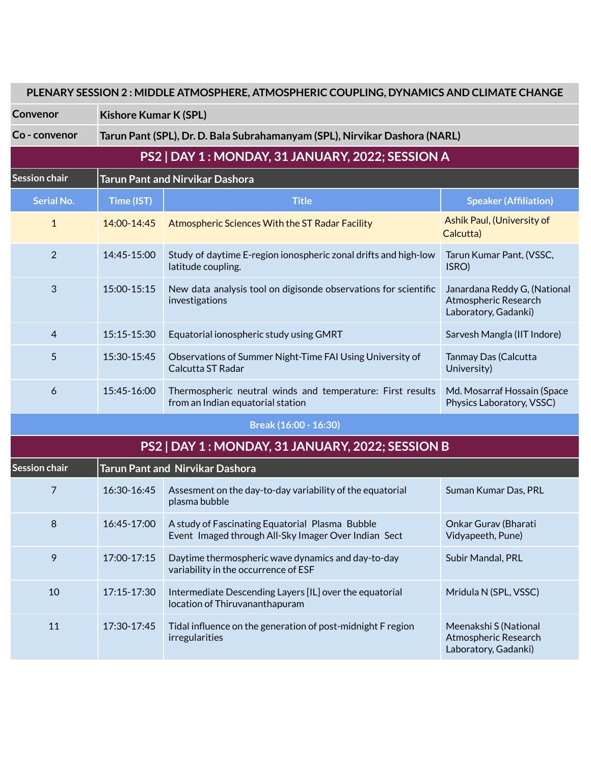## PLENARY SESSION 2 : MIDDLE ATMOSPHERE, ATMOSPHERIC COUPLING, DYNAMICS AND CLIMATE CHANGE

| | |
|---|---|
| **Convenor** | **Kishore Kumar K (SPL)** |
| **Co - convenor** | **Tarun Pant (SPL), Dr. D. Bala Subrahamanyam (SPL), Nirvikar Dashora (NARL)** |

### PS2 | DAY 1 : MONDAY, 31 JANUARY, 2022; SESSION A

**Session chair:** Tarun Pant and Nirvikar Dashora

| Serial No. | Time (IST) | Title | Speaker (Affiliation) |
|---|---|---|---|
| 1 | 14:00-14:45 | Atmospheric Sciences With the ST Radar Facility | Ashik Paul, (University of Calcutta) |
| 2 | 14:45-15:00 | Study of daytime E-region ionospheric zonal drifts and high-low latitude coupling. | Tarun Kumar Pant, (VSSC, ISRO) |
| 3 | 15:00-15:15 | New data analysis tool on digisonde observations for scientific investigations | Janardana Reddy G, (National Atmospheric Research Laboratory, Gadanki) |
| 4 | 15:15-15:30 | Equatorial ionospheric study using GMRT | Sarvesh Mangla (IIT Indore) |
| 5 | 15:30-15:45 | Observations of Summer Night-Time FAI Using University of Calcutta ST Radar | Tanmay Das (Calcutta University) |
| 6 | 15:45-16:00 | Thermospheric neutral winds and temperature: First results from an Indian equatorial station | Md. Mosarraf Hossain (Space Physics Laboratory, VSSC) |

**Break (16:00 - 16:30)**

### PS2 | DAY 1 : MONDAY, 31 JANUARY, 2022; SESSION B

**Session chair:** Tarun Pant and Nirvikar Dashora

| Serial No. | Time (IST) | Title | Speaker (Affiliation) |
|---|---|---|---|
| 7 | 16:30-16:45 | Assesment on the day-to-day variability of the equatorial plasma bubble | Suman Kumar Das, PRL |
| 8 | 16:45-17:00 | A study of Fascinating Equatorial Plasma Bubble Event Imaged through All-Sky Imager Over Indian Sect | Onkar Gurav (Bharati Vidyapeeth, Pune) |
| 9 | 17:00-17:15 | Daytime thermospheric wave dynamics and day-to-day variability in the occurrence of ESF | Subir Mandal, PRL |
| 10 | 17:15-17:30 | Intermediate Descending Layers [IL] over the equatorial location of Thiruvananthapuram | Mridula N (SPL, VSSC) |
| 11 | 17:30-17:45 | Tidal influence on the generation of post-midnight F region irregularities | Meenakshi S (National Atmospheric Research Laboratory, Gadanki) |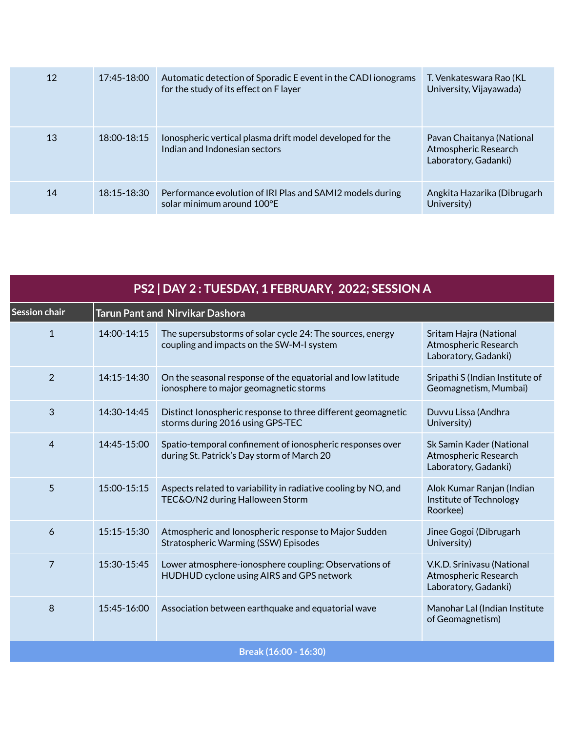| | | | |
|---|---|---|---|
| 12 | 17:45-18:00 | Automatic detection of Sporadic E event in the CADI ionograms for the study of its effect on F layer | T. Venkateswara Rao (KL University, Vijayawada) |
| 13 | 18:00-18:15 | Ionospheric vertical plasma drift model developed for the Indian and Indonesian sectors | Pavan Chaitanya (National Atmospheric Research Laboratory, Gadanki) |
| 14 | 18:15-18:30 | Performance evolution of IRI Plas and SAMI2 models during solar minimum around 100°E | Angkita Hazarika (Dibrugarh University) |

## PS2 | DAY 2 : TUESDAY, 1 FEBRUARY, 2022; SESSION A

| Session chair | Tarun Pant and Nirvikar Dashora | | |
|---|---|---|---|
| 1 | 14:00-14:15 | The supersubstorms of solar cycle 24: The sources, energy coupling and impacts on the SW-M-I system | Sritam Hajra (National Atmospheric Research Laboratory, Gadanki) |
| 2 | 14:15-14:30 | On the seasonal response of the equatorial and low latitude ionosphere to major geomagnetic storms | Sripathi S (Indian Institute of Geomagnetism, Mumbai) |
| 3 | 14:30-14:45 | Distinct Ionospheric response to three different geomagnetic storms during 2016 using GPS-TEC | Duvvu Lissa (Andhra University) |
| 4 | 14:45-15:00 | Spatio-temporal confinement of ionospheric responses over during St. Patrick's Day storm of March 20 | Sk Samin Kader (National Atmospheric Research Laboratory, Gadanki) |
| 5 | 15:00-15:15 | Aspects related to variability in radiative cooling by NO, and TEC&O/N2 during Halloween Storm | Alok Kumar Ranjan (Indian Institute of Technology Roorkee) |
| 6 | 15:15-15:30 | Atmospheric and Ionospheric response to Major Sudden Stratospheric Warming (SSW) Episodes | Jinee Gogoi (Dibrugarh University) |
| 7 | 15:30-15:45 | Lower atmosphere-ionosphere coupling: Observations of HUDHUD cyclone using AIRS and GPS network | V.K.D. Srinivasu (National Atmospheric Research Laboratory, Gadanki) |
| 8 | 15:45-16:00 | Association between earthquake and equatorial wave | Manohar Lal (Indian Institute of Geomagnetism) |
| Break (16:00 - 16:30) | | | |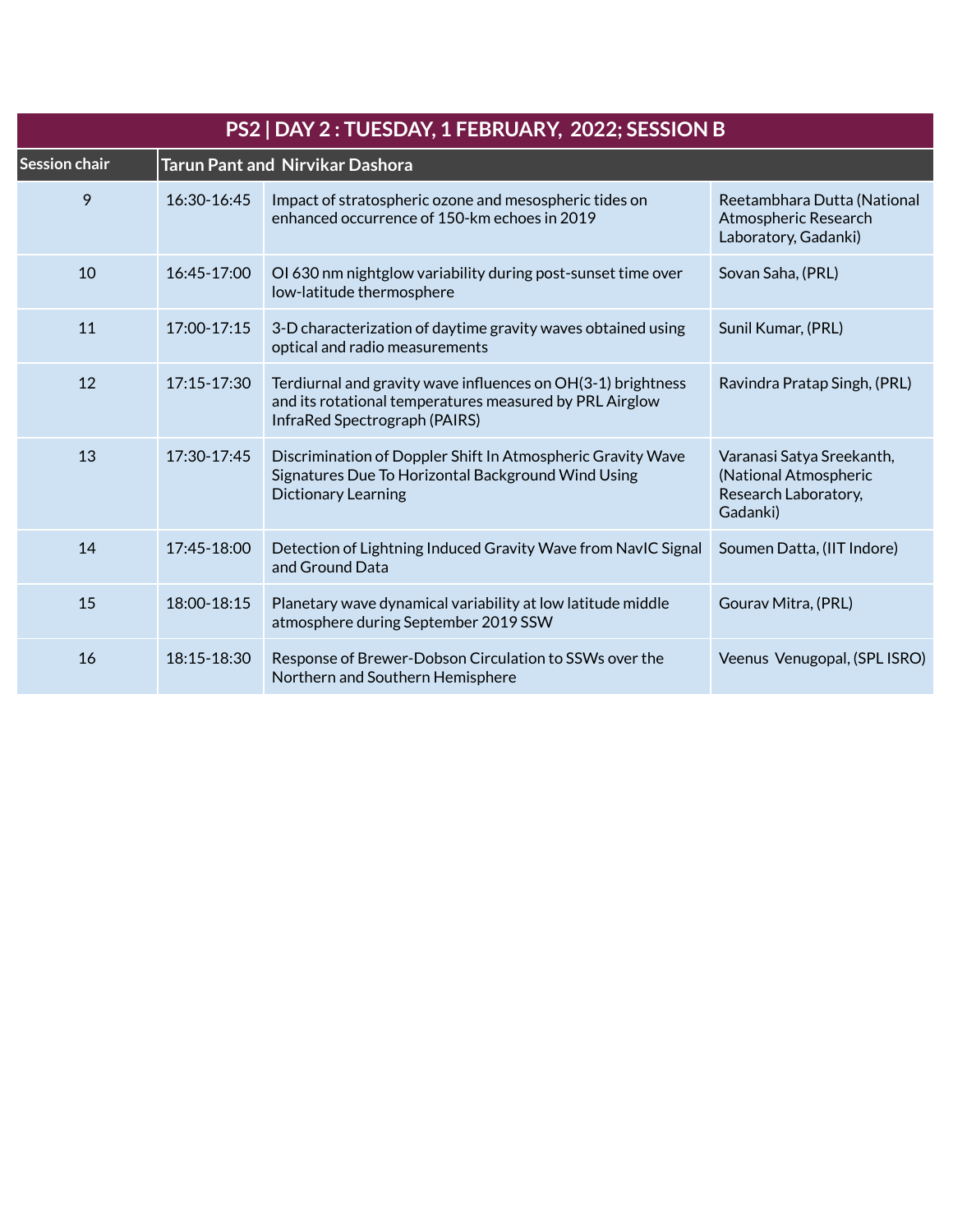| PS2 \| DAY 2 : TUESDAY, 1 FEBRUARY, 2022; SESSION B | | | |
|---|---|---|---|
| **Session chair** | **Tarun Pant and Nirvikar Dashora** | | |
| 9 | 16:30-16:45 | Impact of stratospheric ozone and mesospheric tides on enhanced occurrence of 150-km echoes in 2019 | Reetambhara Dutta (National Atmospheric Research Laboratory, Gadanki) |
| 10 | 16:45-17:00 | OI 630 nm nightglow variability during post-sunset time over low-latitude thermosphere | Sovan Saha, (PRL) |
| 11 | 17:00-17:15 | 3-D characterization of daytime gravity waves obtained using optical and radio measurements | Sunil Kumar, (PRL) |
| 12 | 17:15-17:30 | Terdiurnal and gravity wave influences on OH(3-1) brightness and its rotational temperatures measured by PRL Airglow InfraRed Spectrograph (PAIRS) | Ravindra Pratap Singh, (PRL) |
| 13 | 17:30-17:45 | Discrimination of Doppler Shift In Atmospheric Gravity Wave Signatures Due To Horizontal Background Wind Using Dictionary Learning | Varanasi Satya Sreekanth, (National Atmospheric Research Laboratory, Gadanki) |
| 14 | 17:45-18:00 | Detection of Lightning Induced Gravity Wave from NavIC Signal and Ground Data | Soumen Datta, (IIT Indore) |
| 15 | 18:00-18:15 | Planetary wave dynamical variability at low latitude middle atmosphere during September 2019 SSW | Gourav Mitra, (PRL) |
| 16 | 18:15-18:30 | Response of Brewer-Dobson Circulation to SSWs over the Northern and Southern Hemisphere | Veenus Venugopal, (SPL ISRO) |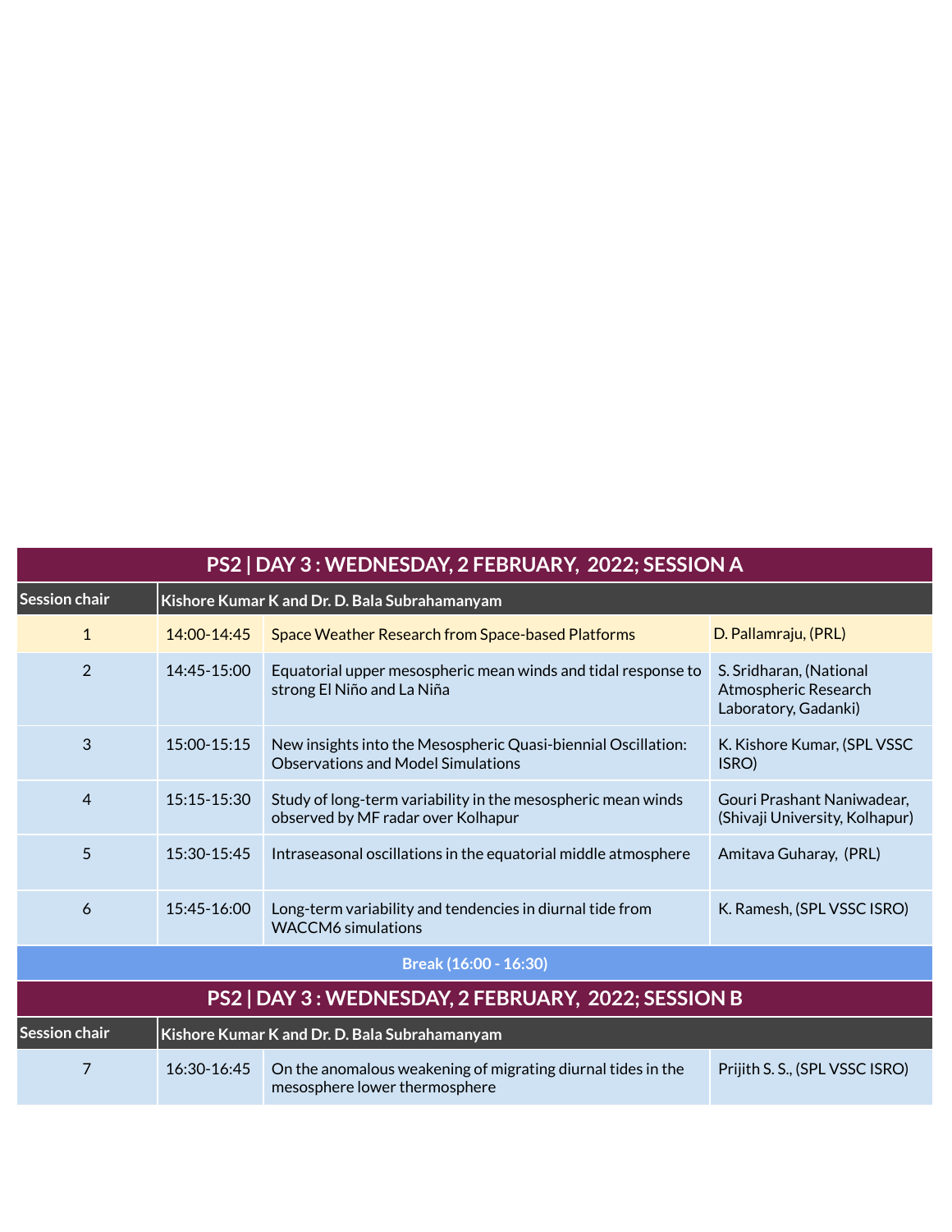| PS2 \| DAY 3 : WEDNESDAY, 2 FEBRUARY, 2022; SESSION A | | | |
|---|---|---|---|
| Session chair | Kishore Kumar K and Dr. D. Bala Subrahamanyam | | |
| 1 | 14:00-14:45 | Space Weather Research from Space-based Platforms | D. Pallamraju, (PRL) |
| 2 | 14:45-15:00 | Equatorial upper mesospheric mean winds and tidal response to strong El Niño and La Niña | S. Sridharan, (National Atmospheric Research Laboratory, Gadanki) |
| 3 | 15:00-15:15 | New insights into the Mesospheric Quasi-biennial Oscillation: Observations and Model Simulations | K. Kishore Kumar, (SPL VSSC ISRO) |
| 4 | 15:15-15:30 | Study of long-term variability in the mesospheric mean winds observed by MF radar over Kolhapur | Gouri Prashant Naniwadear, (Shivaji University, Kolhapur) |
| 5 | 15:30-15:45 | Intraseasonal oscillations in the equatorial middle atmosphere | Amitava Guharay, (PRL) |
| 6 | 15:45-16:00 | Long-term variability and tendencies in diurnal tide from WACCM6 simulations | K. Ramesh, (SPL VSSC ISRO) |
| Break (16:00 - 16:30) | | | |
| **PS2 \| DAY 3 : WEDNESDAY, 2 FEBRUARY, 2022; SESSION B** | | | |
| Session chair | Kishore Kumar K and Dr. D. Bala Subrahamanyam | | |
| 7 | 16:30-16:45 | On the anomalous weakening of migrating diurnal tides in the mesosphere lower thermosphere | Prijith S. S., (SPL VSSC ISRO) |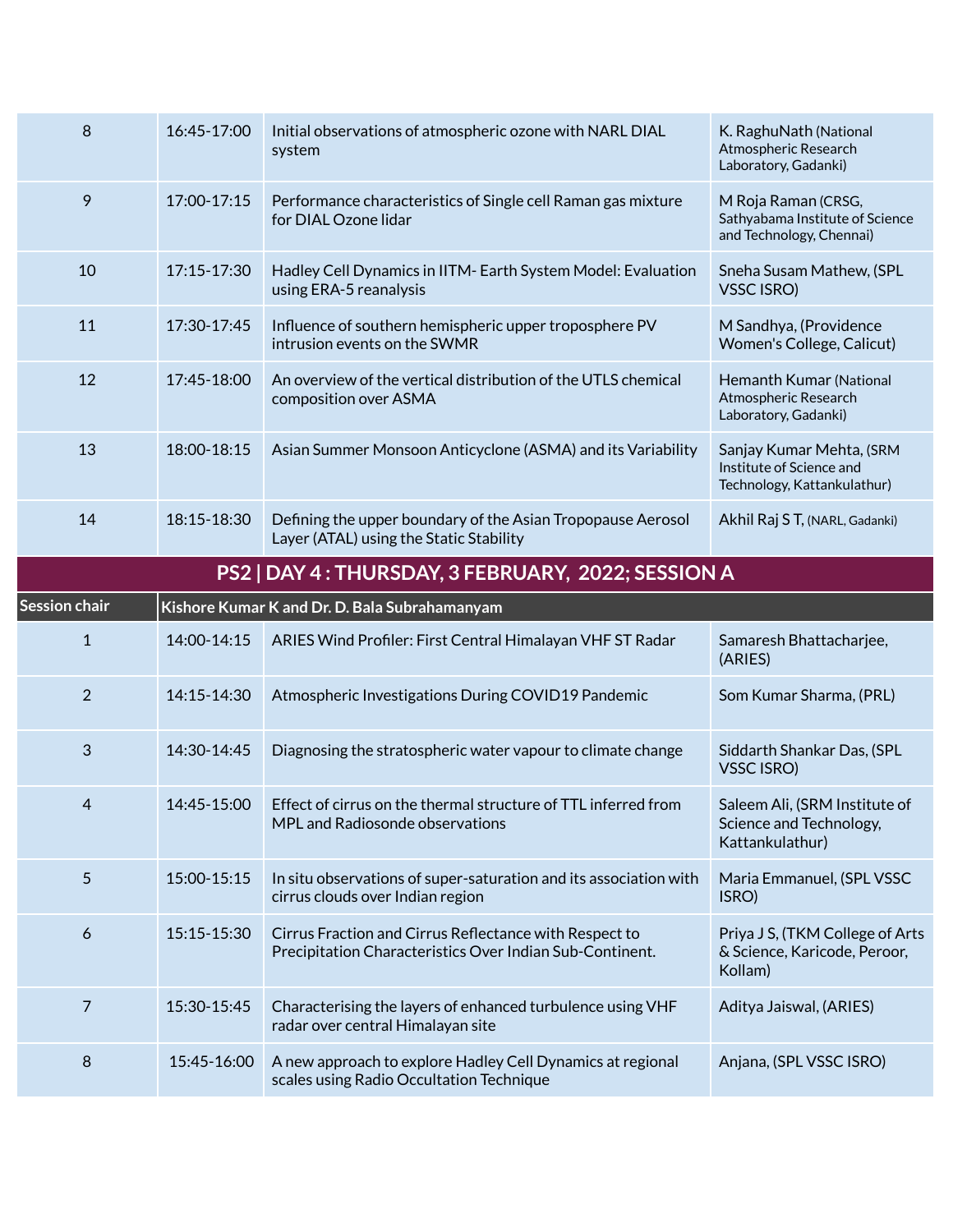| | | | |
|---|---|---|---|
| 8 | 16:45-17:00 | Initial observations of atmospheric ozone with NARL DIAL system | K. RaghuNath (National Atmospheric Research Laboratory, Gadanki) |
| 9 | 17:00-17:15 | Performance characteristics of Single cell Raman gas mixture for DIAL Ozone lidar | M Roja Raman (CRSG, Sathyabama Institute of Science and Technology, Chennai) |
| 10 | 17:15-17:30 | Hadley Cell Dynamics in IITM- Earth System Model: Evaluation using ERA-5 reanalysis | Sneha Susam Mathew, (SPL VSSC ISRO) |
| 11 | 17:30-17:45 | Influence of southern hemispheric upper troposphere PV intrusion events on the SWMR | M Sandhya, (Providence Women's College, Calicut) |
| 12 | 17:45-18:00 | An overview of the vertical distribution of the UTLS chemical composition over ASMA | Hemanth Kumar (National Atmospheric Research Laboratory, Gadanki) |
| 13 | 18:00-18:15 | Asian Summer Monsoon Anticyclone (ASMA) and its Variability | Sanjay Kumar Mehta, (SRM Institute of Science and Technology, Kattankulathur) |
| 14 | 18:15-18:30 | Defining the upper boundary of the Asian Tropopause Aerosol Layer (ATAL) using the Static Stability | Akhil Raj S T, (NARL, Gadanki) |

## PS2 | DAY 4 : THURSDAY, 3 FEBRUARY, 2022; SESSION A

| **Session chair** | **Kishore Kumar K and Dr. D. Bala Subrahamanyam** | | |
|---|---|---|---|
| 1 | 14:00-14:15 | ARIES Wind Profiler: First Central Himalayan VHF ST Radar | Samaresh Bhattacharjee, (ARIES) |
| 2 | 14:15-14:30 | Atmospheric Investigations During COVID19 Pandemic | Som Kumar Sharma, (PRL) |
| 3 | 14:30-14:45 | Diagnosing the stratospheric water vapour to climate change | Siddarth Shankar Das, (SPL VSSC ISRO) |
| 4 | 14:45-15:00 | Effect of cirrus on the thermal structure of TTL inferred from MPL and Radiosonde observations | Saleem Ali, (SRM Institute of Science and Technology, Kattankulathur) |
| 5 | 15:00-15:15 | In situ observations of super-saturation and its association with cirrus clouds over Indian region | Maria Emmanuel, (SPL VSSC ISRO) |
| 6 | 15:15-15:30 | Cirrus Fraction and Cirrus Reflectance with Respect to Precipitation Characteristics Over Indian Sub-Continent. | Priya J S, (TKM College of Arts & Science, Karicode, Peroor, Kollam) |
| 7 | 15:30-15:45 | Characterising the layers of enhanced turbulence using VHF radar over central Himalayan site | Aditya Jaiswal, (ARIES) |
| 8 | 15:45-16:00 | A new approach to explore Hadley Cell Dynamics at regional scales using Radio Occultation Technique | Anjana, (SPL VSSC ISRO) |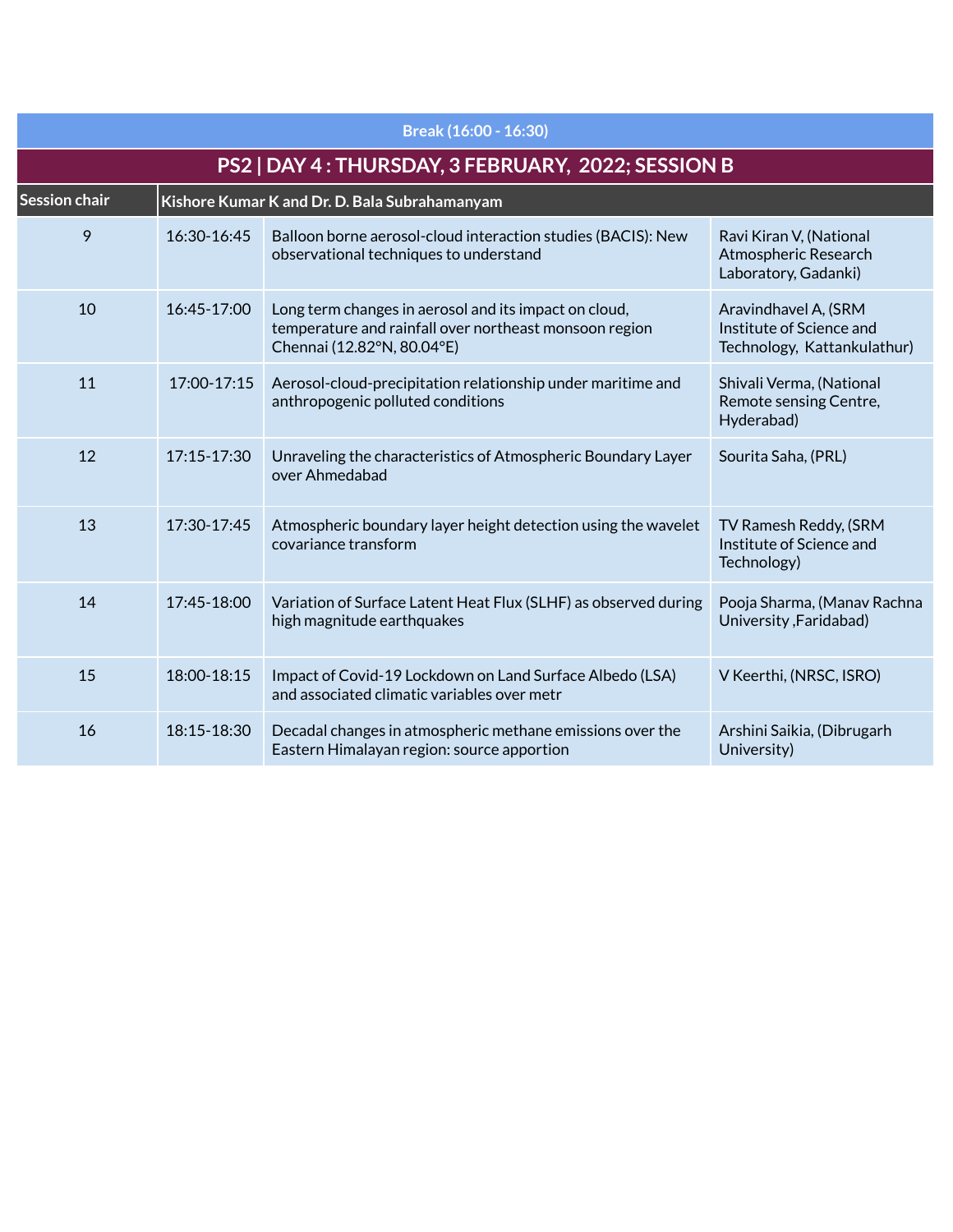**Break (16:00 - 16:30)**

## PS2 | DAY 4 : THURSDAY, 3 FEBRUARY, 2022; SESSION B

| Session chair | Kishore Kumar K and Dr. D. Bala Subrahamanyam | | |
|---|---|---|---|
| 9 | 16:30-16:45 | Balloon borne aerosol-cloud interaction studies (BACIS): New observational techniques to understand | Ravi Kiran V, (National Atmospheric Research Laboratory, Gadanki) |
| 10 | 16:45-17:00 | Long term changes in aerosol and its impact on cloud, temperature and rainfall over northeast monsoon region Chennai (12.82°N, 80.04°E) | Aravindhavel A, (SRM Institute of Science and Technology, Kattankulathur) |
| 11 | 17:00-17:15 | Aerosol-cloud-precipitation relationship under maritime and anthropogenic polluted conditions | Shivali Verma, (National Remote sensing Centre, Hyderabad) |
| 12 | 17:15-17:30 | Unraveling the characteristics of Atmospheric Boundary Layer over Ahmedabad | Sourita Saha, (PRL) |
| 13 | 17:30-17:45 | Atmospheric boundary layer height detection using the wavelet covariance transform | TV Ramesh Reddy, (SRM Institute of Science and Technology) |
| 14 | 17:45-18:00 | Variation of Surface Latent Heat Flux (SLHF) as observed during high magnitude earthquakes | Pooja Sharma, (Manav Rachna University ,Faridabad) |
| 15 | 18:00-18:15 | Impact of Covid-19 Lockdown on Land Surface Albedo (LSA) and associated climatic variables over metr | V Keerthi, (NRSC, ISRO) |
| 16 | 18:15-18:30 | Decadal changes in atmospheric methane emissions over the Eastern Himalayan region: source apportion | Arshini Saikia, (Dibrugarh University) |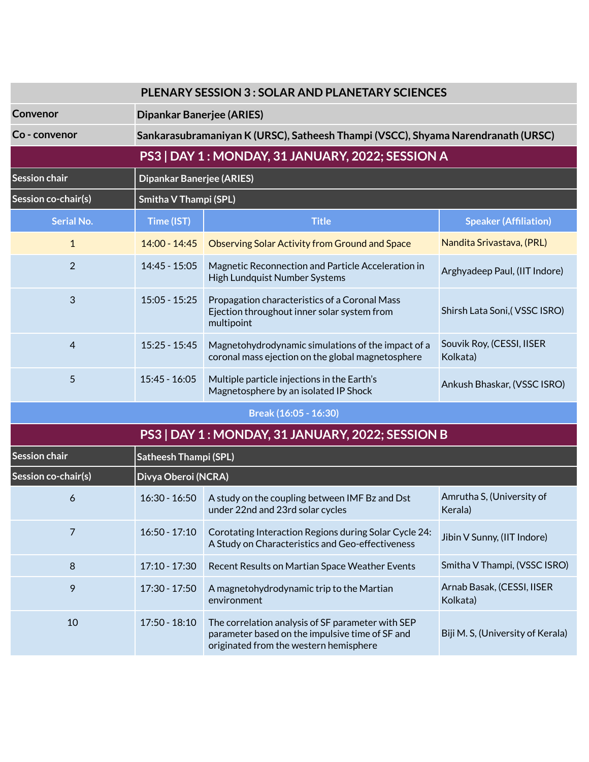| PLENARY SESSION 3 : SOLAR AND PLANETARY SCIENCES | | | |
|---|---|---|---|
| **Convenor** | **Dipankar Banerjee (ARIES)** | | |
| **Co - convenor** | **Sankarasubramaniyan K (URSC), Satheesh Thampi (VSCC), Shyama Narendranath (URSC)** | | |
| **PS3 \| DAY 1 : MONDAY, 31 JANUARY, 2022; SESSION A** | | | |
| **Session chair** | **Dipankar Banerjee (ARIES)** | | |
| **Session co-chair(s)** | **Smitha V Thampi (SPL)** | | |
| **Serial No.** | **Time (IST)** | **Title** | **Speaker (Affiliation)** |
| 1 | 14:00 - 14:45 | Observing Solar Activity from Ground and Space | Nandita Srivastava, (PRL) |
| 2 | 14:45 - 15:05 | Magnetic Reconnection and Particle Acceleration in High Lundquist Number Systems | Arghyadeep Paul, (IIT Indore) |
| 3 | 15:05 - 15:25 | Propagation characteristics of a Coronal Mass Ejection throughout inner solar system from multipoint | Shirsh Lata Soni,( VSSC ISRO) |
| 4 | 15:25 - 15:45 | Magnetohydrodynamic simulations of the impact of a coronal mass ejection on the global magnetosphere | Souvik Roy, (CESSI, IISER Kolkata) |
| 5 | 15:45 - 16:05 | Multiple particle injections in the Earth's Magnetosphere by an isolated IP Shock | Ankush Bhaskar, (VSSC ISRO) |
| **Break (16:05 - 16:30)** | | | |
| **PS3 \| DAY 1 : MONDAY, 31 JANUARY, 2022; SESSION B** | | | |
| **Session chair** | **Satheesh Thampi (SPL)** | | |
| **Session co-chair(s)** | **Divya Oberoi (NCRA)** | | |
| 6 | 16:30 - 16:50 | A study on the coupling between IMF Bz and Dst under 22nd and 23rd solar cycles | Amrutha S, (University of Kerala) |
| 7 | 16:50 - 17:10 | Corotating Interaction Regions during Solar Cycle 24: A Study on Characteristics and Geo-effectiveness | Jibin V Sunny, (IIT Indore) |
| 8 | 17:10 - 17:30 | Recent Results on Martian Space Weather Events | Smitha V Thampi, (VSSC ISRO) |
| 9 | 17:30 - 17:50 | A magnetohydrodynamic trip to the Martian environment | Arnab Basak, (CESSI, IISER Kolkata) |
| 10 | 17:50 - 18:10 | The correlation analysis of SF parameter with SEP parameter based on the impulsive time of SF and originated from the western hemisphere | Biji M. S, (University of Kerala) |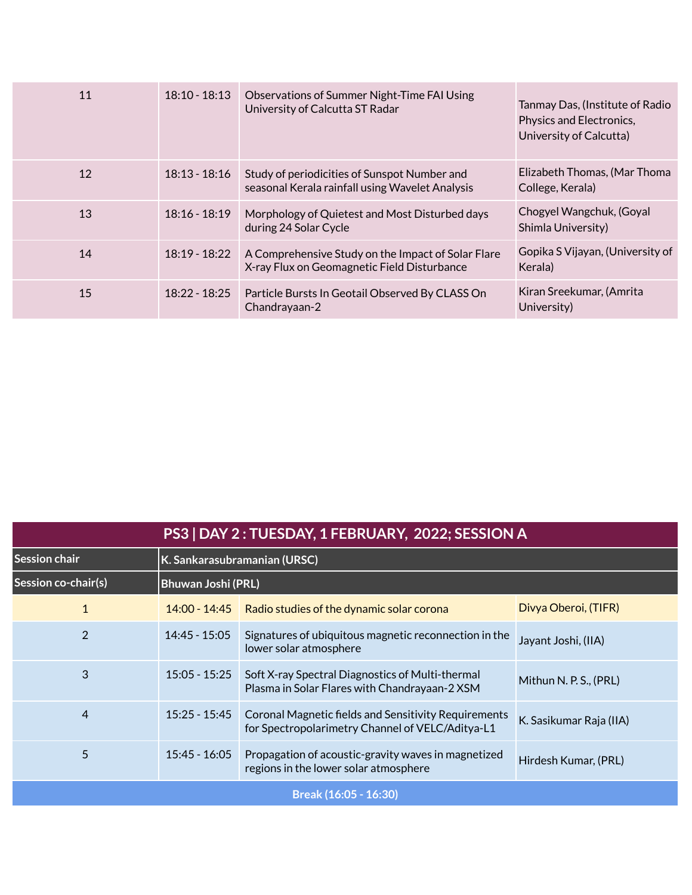| 11 | 18:10 - 18:13 | Observations of Summer Night-Time FAI Using University of Calcutta ST Radar | Tanmay Das, (Institute of Radio Physics and Electronics, University of Calcutta) |
|---|---|---|---|
| 12 | 18:13 - 18:16 | Study of periodicities of Sunspot Number and seasonal Kerala rainfall using Wavelet Analysis | Elizabeth Thomas, (Mar Thoma College, Kerala) |
| 13 | 18:16 - 18:19 | Morphology of Quietest and Most Disturbed days during 24 Solar Cycle | Chogyel Wangchuk, (Goyal Shimla University) |
| 14 | 18:19 - 18:22 | A Comprehensive Study on the Impact of Solar Flare X-ray Flux on Geomagnetic Field Disturbance | Gopika S Vijayan, (University of Kerala) |
| 15 | 18:22 - 18:25 | Particle Bursts In Geotail Observed By CLASS On Chandrayaan-2 | Kiran Sreekumar, (Amrita University) |

| PS3 \| DAY 2 : TUESDAY, 1 FEBRUARY, 2022; SESSION A | | | |
|---|---|---|---|
| **Session chair** | **K. Sankarasubramanian (URSC)** | | |
| **Session co-chair(s)** | **Bhuwan Joshi (PRL)** | | |
| 1 | 14:00 - 14:45 | Radio studies of the dynamic solar corona | Divya Oberoi, (TIFR) |
| 2 | 14:45 - 15:05 | Signatures of ubiquitous magnetic reconnection in the lower solar atmosphere | Jayant Joshi, (IIA) |
| 3 | 15:05 - 15:25 | Soft X-ray Spectral Diagnostics of Multi-thermal Plasma in Solar Flares with Chandrayaan-2 XSM | Mithun N. P. S., (PRL) |
| 4 | 15:25 - 15:45 | Coronal Magnetic fields and Sensitivity Requirements for Spectropolarimetry Channel of VELC/Aditya-L1 | K. Sasikumar Raja (IIA) |
| 5 | 15:45 - 16:05 | Propagation of acoustic-gravity waves in magnetized regions in the lower solar atmosphere | Hirdesh Kumar, (PRL) |
| **Break (16:05 - 16:30)** | | | |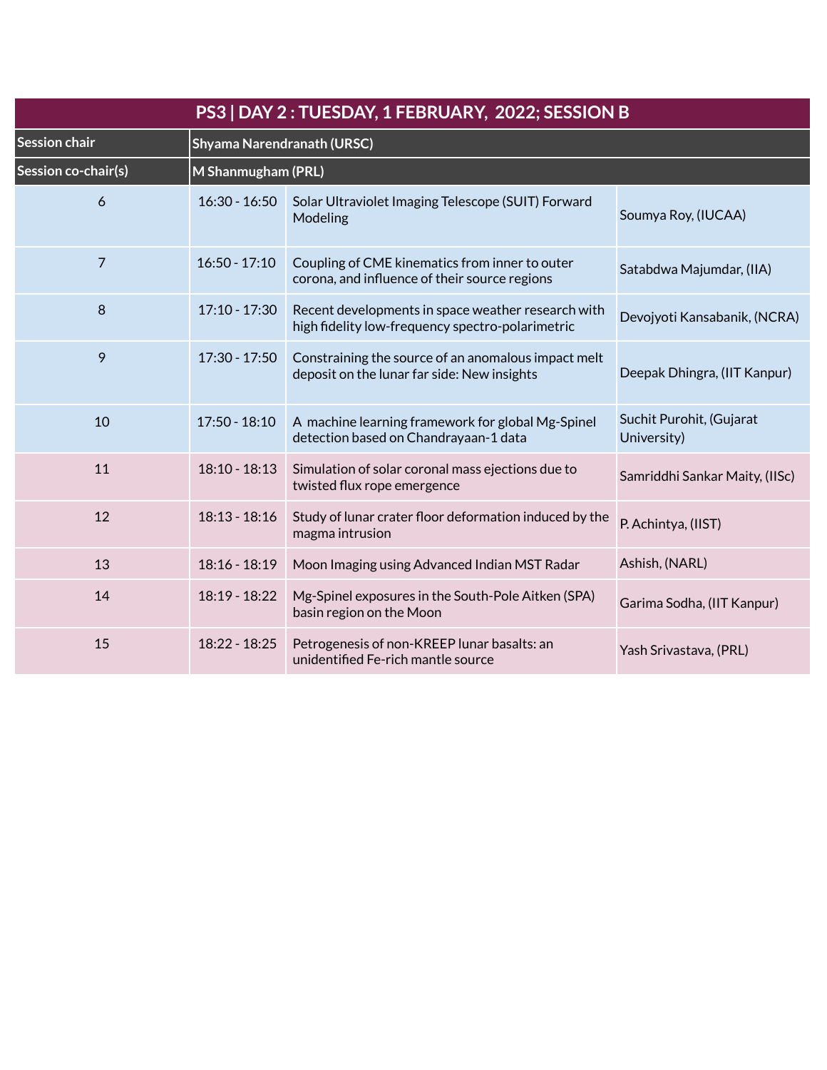| PS3 \| DAY 2 : TUESDAY, 1 FEBRUARY, 2022; SESSION B | | | |
|---|---|---|---|
| **Session chair** | **Shyama Narendranath (URSC)** | | |
| **Session co-chair(s)** | **M Shanmugham (PRL)** | | |
| 6 | 16:30 - 16:50 | Solar Ultraviolet Imaging Telescope (SUIT) Forward Modeling | Soumya Roy, (IUCAA) |
| 7 | 16:50 - 17:10 | Coupling of CME kinematics from inner to outer corona, and influence of their source regions | Satabdwa Majumdar, (IIA) |
| 8 | 17:10 - 17:30 | Recent developments in space weather research with high fidelity low-frequency spectro-polarimetric | Devojyoti Kansabanik, (NCRA) |
| 9 | 17:30 - 17:50 | Constraining the source of an anomalous impact melt deposit on the lunar far side: New insights | Deepak Dhingra, (IIT Kanpur) |
| 10 | 17:50 - 18:10 | A machine learning framework for global Mg-Spinel detection based on Chandrayaan-1 data | Suchit Purohit, (Gujarat University) |
| 11 | 18:10 - 18:13 | Simulation of solar coronal mass ejections due to twisted flux rope emergence | Samriddhi Sankar Maity, (IISc) |
| 12 | 18:13 - 18:16 | Study of lunar crater floor deformation induced by the magma intrusion | P. Achintya, (IIST) |
| 13 | 18:16 - 18:19 | Moon Imaging using Advanced Indian MST Radar | Ashish, (NARL) |
| 14 | 18:19 - 18:22 | Mg-Spinel exposures in the South-Pole Aitken (SPA) basin region on the Moon | Garima Sodha, (IIT Kanpur) |
| 15 | 18:22 - 18:25 | Petrogenesis of non-KREEP lunar basalts: an unidentified Fe-rich mantle source | Yash Srivastava, (PRL) |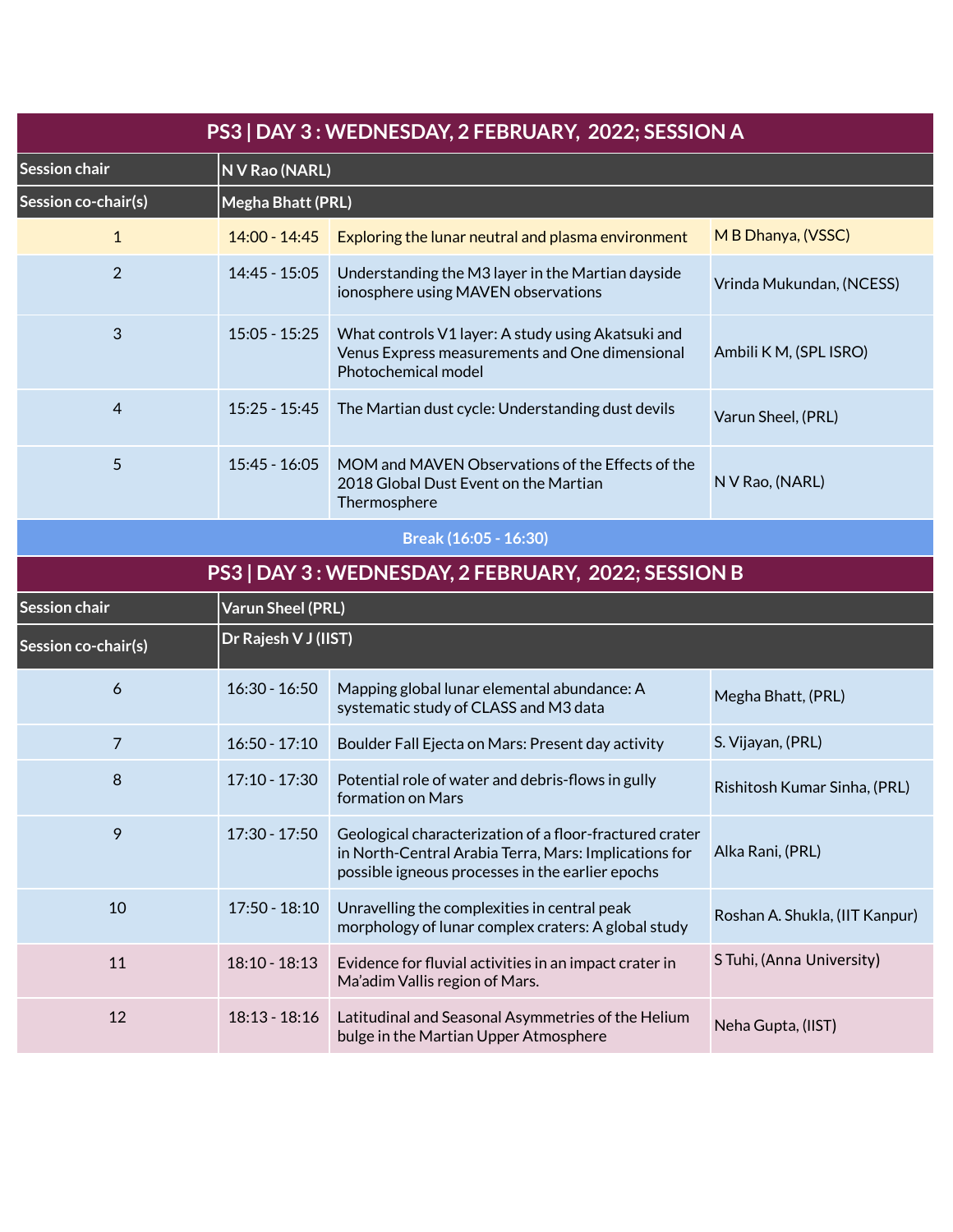## PS3 | DAY 3 : WEDNESDAY, 2 FEBRUARY, 2022; SESSION A

| Session chair | N V Rao (NARL) | | |
|---|---|---|---|
| Session co-chair(s) | Megha Bhatt (PRL) | | |
| 1 | 14:00 - 14:45 | Exploring the lunar neutral and plasma environment | M B Dhanya, (VSSC) |
| 2 | 14:45 - 15:05 | Understanding the M3 layer in the Martian dayside ionosphere using MAVEN observations | Vrinda Mukundan, (NCESS) |
| 3 | 15:05 - 15:25 | What controls V1 layer: A study using Akatsuki and Venus Express measurements and One dimensional Photochemical model | Ambili K M, (SPL ISRO) |
| 4 | 15:25 - 15:45 | The Martian dust cycle: Understanding dust devils | Varun Sheel, (PRL) |
| 5 | 15:45 - 16:05 | MOM and MAVEN Observations of the Effects of the 2018 Global Dust Event on the Martian Thermosphere | N V Rao, (NARL) |

**Break (16:05 - 16:30)**

## PS3 | DAY 3 : WEDNESDAY, 2 FEBRUARY, 2022; SESSION B

| Session chair | Varun Sheel (PRL) | | |
|---|---|---|---|
| Session co-chair(s) | Dr Rajesh V J (IIST) | | |
| 6 | 16:30 - 16:50 | Mapping global lunar elemental abundance: A systematic study of CLASS and M3 data | Megha Bhatt, (PRL) |
| 7 | 16:50 - 17:10 | Boulder Fall Ejecta on Mars: Present day activity | S. Vijayan, (PRL) |
| 8 | 17:10 - 17:30 | Potential role of water and debris-flows in gully formation on Mars | Rishitosh Kumar Sinha, (PRL) |
| 9 | 17:30 - 17:50 | Geological characterization of a floor-fractured crater in North-Central Arabia Terra, Mars: Implications for possible igneous processes in the earlier epochs | Alka Rani, (PRL) |
| 10 | 17:50 - 18:10 | Unravelling the complexities in central peak morphology of lunar complex craters: A global study | Roshan A. Shukla, (IIT Kanpur) |
| 11 | 18:10 - 18:13 | Evidence for fluvial activities in an impact crater in Ma'adim Vallis region of Mars. | S Tuhi, (Anna University) |
| 12 | 18:13 - 18:16 | Latitudinal and Seasonal Asymmetries of the Helium bulge in the Martian Upper Atmosphere | Neha Gupta, (IIST) |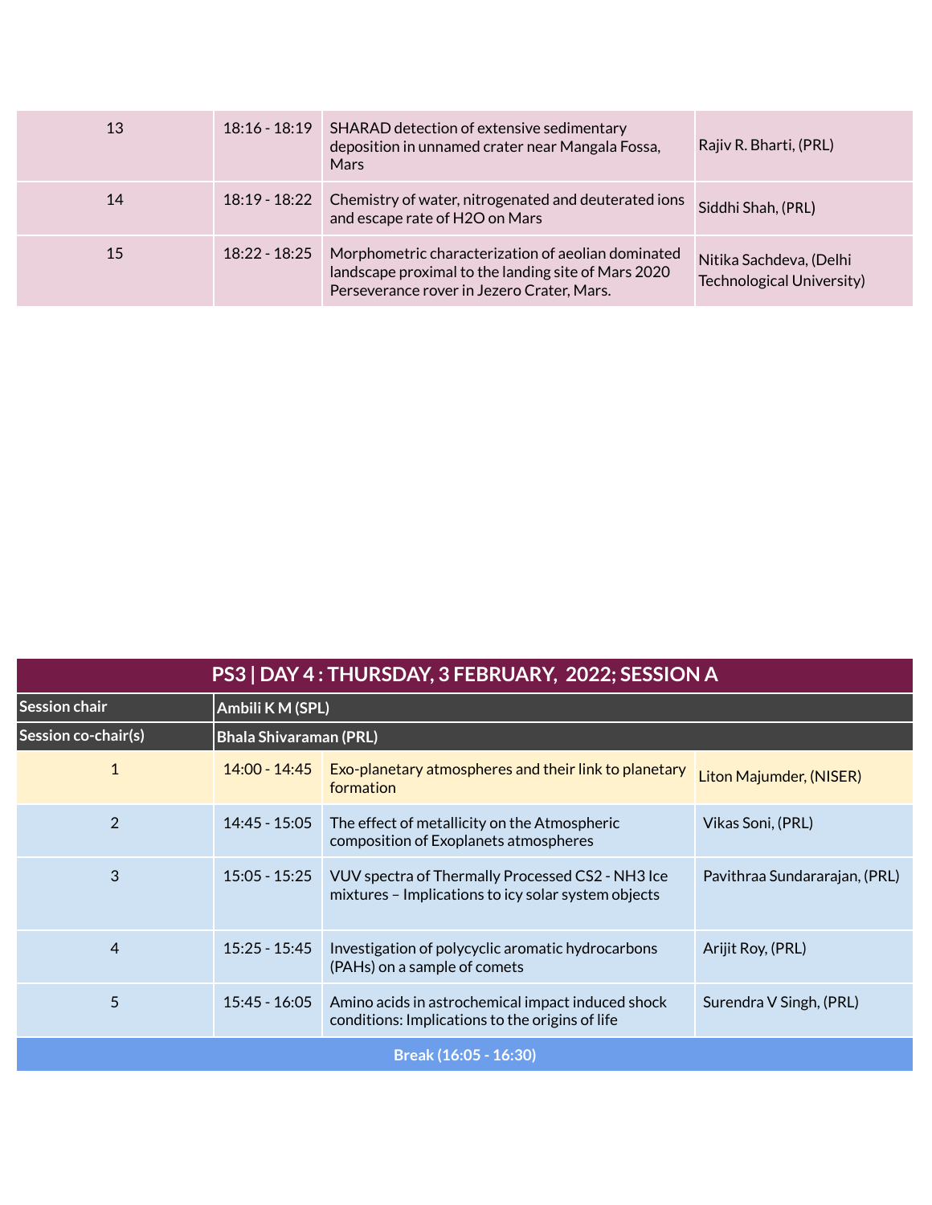| | | | |
|---|---|---|---|
| 13 | 18:16 - 18:19 | SHARAD detection of extensive sedimentary deposition in unnamed crater near Mangala Fossa, Mars | Rajiv R. Bharti, (PRL) |
| 14 | 18:19 - 18:22 | Chemistry of water, nitrogenated and deuterated ions and escape rate of $H_2O$ on Mars | Siddhi Shah, (PRL) |
| 15 | 18:22 - 18:25 | Morphometric characterization of aeolian dominated landscape proximal to the landing site of Mars 2020 Perseverance rover in Jezero Crater, Mars. | Nitika Sachdeva, (Delhi Technological University) |

## PS3 | DAY 4 : THURSDAY, 3 FEBRUARY, 2022; SESSION A

| **Session chair** | **Ambili K M (SPL)** | | |
|---|---|---|---|
| **Session co-chair(s)** | **Bhala Shivaraman (PRL)** | | |
| 1 | 14:00 - 14:45 | Exo-planetary atmospheres and their link to planetary formation | Liton Majumder, (NISER) |
| 2 | 14:45 - 15:05 | The effect of metallicity on the Atmospheric composition of Exoplanets atmospheres | Vikas Soni, (PRL) |
| 3 | 15:05 - 15:25 | VUV spectra of Thermally Processed $CS_2$ - $NH_3$ Ice mixtures – Implications to icy solar system objects | Pavithraa Sundararajan, (PRL) |
| 4 | 15:25 - 15:45 | Investigation of polycyclic aromatic hydrocarbons (PAHs) on a sample of comets | Arijit Roy, (PRL) |
| 5 | 15:45 - 16:05 | Amino acids in astrochemical impact induced shock conditions: Implications to the origins of life | Surendra V Singh, (PRL) |
| **Break (16:05 - 16:30)** | | | |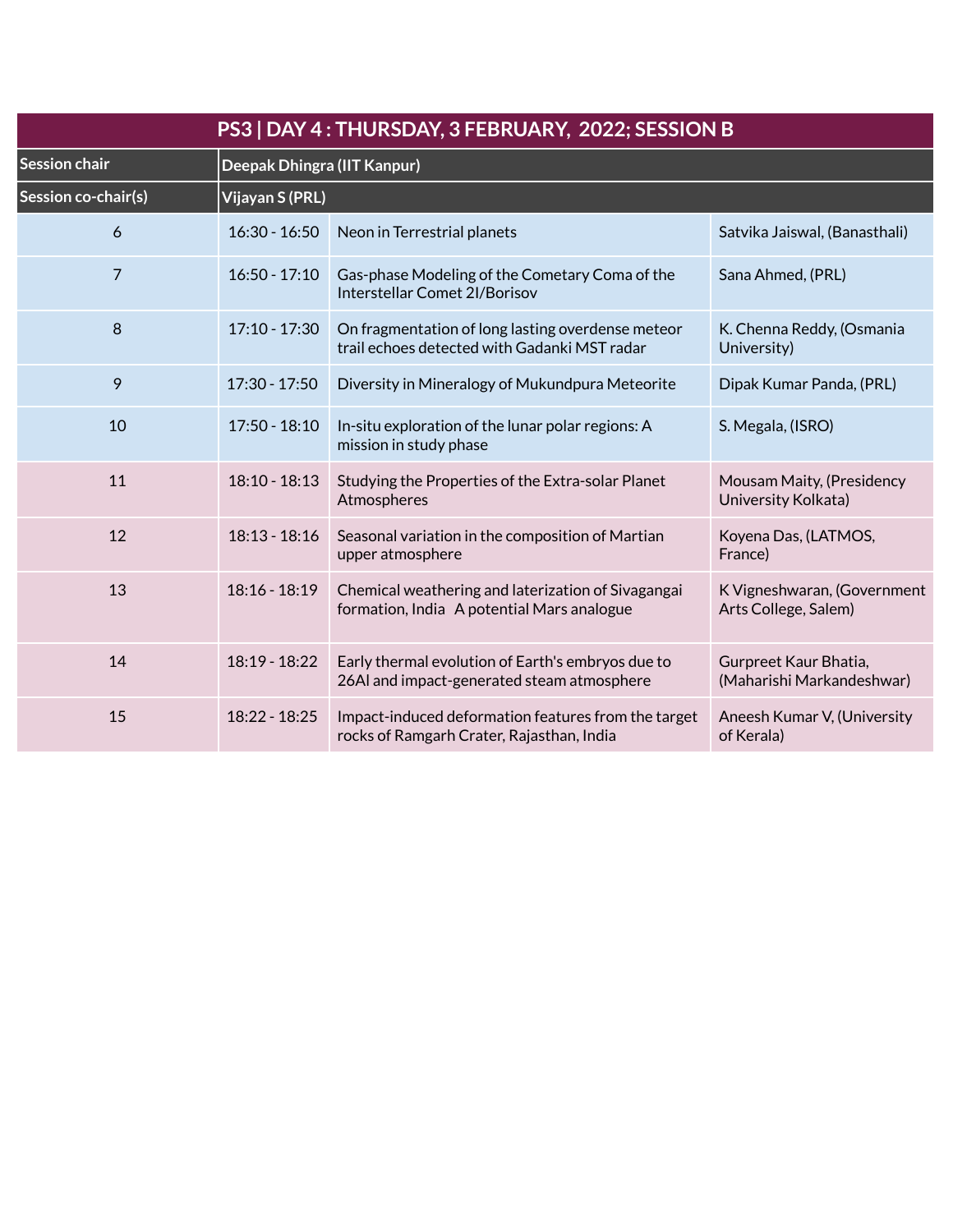| PS3 \| DAY 4 : THURSDAY, 3 FEBRUARY, 2022; SESSION B | | | |
|---|---|---|---|
| **Session chair** | **Deepak Dhingra (IIT Kanpur)** | | |
| **Session co-chair(s)** | **Vijayan S (PRL)** | | |
| 6 | 16:30 - 16:50 | Neon in Terrestrial planets | Satvika Jaiswal, (Banasthali) |
| 7 | 16:50 - 17:10 | Gas-phase Modeling of the Cometary Coma of the Interstellar Comet 2I/Borisov | Sana Ahmed, (PRL) |
| 8 | 17:10 - 17:30 | On fragmentation of long lasting overdense meteor trail echoes detected with Gadanki MST radar | K. Chenna Reddy, (Osmania University) |
| 9 | 17:30 - 17:50 | Diversity in Mineralogy of Mukundpura Meteorite | Dipak Kumar Panda, (PRL) |
| 10 | 17:50 - 18:10 | In-situ exploration of the lunar polar regions: A mission in study phase | S. Megala, (ISRO) |
| 11 | 18:10 - 18:13 | Studying the Properties of the Extra-solar Planet Atmospheres | Mousam Maity, (Presidency University Kolkata) |
| 12 | 18:13 - 18:16 | Seasonal variation in the composition of Martian upper atmosphere | Koyena Das, (LATMOS, France) |
| 13 | 18:16 - 18:19 | Chemical weathering and laterization of Sivagangai formation, India A potential Mars analogue | K Vigneshwaran, (Government Arts College, Salem) |
| 14 | 18:19 - 18:22 | Early thermal evolution of Earth's embryos due to 26Al and impact-generated steam atmosphere | Gurpreet Kaur Bhatia, (Maharishi Markandeshwar) |
| 15 | 18:22 - 18:25 | Impact-induced deformation features from the target rocks of Ramgarh Crater, Rajasthan, India | Aneesh Kumar V, (University of Kerala) |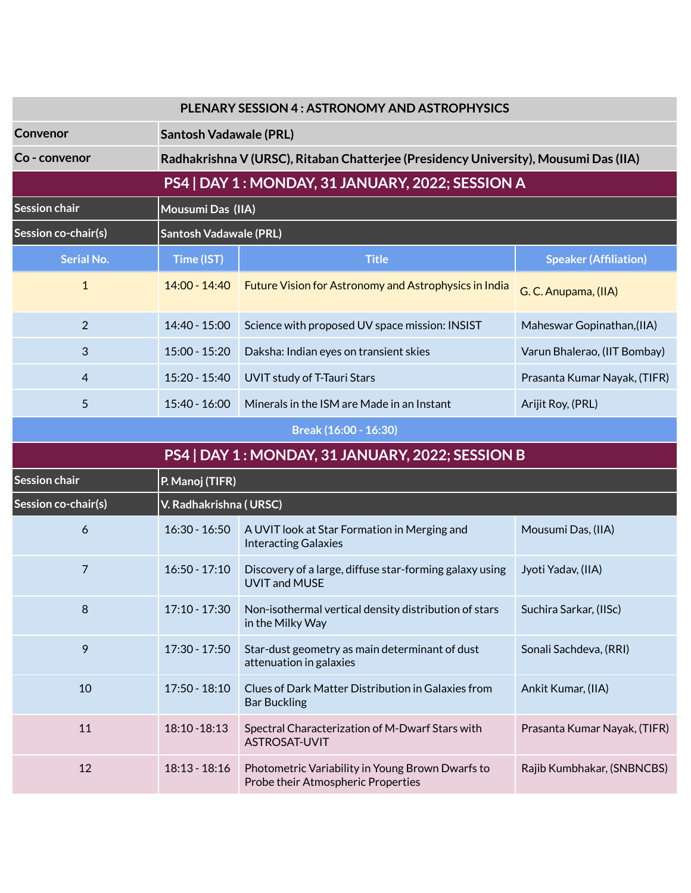| PLENARY SESSION 4 : ASTRONOMY AND ASTROPHYSICS | | | |
|---|---|---|---|
| **Convenor** | **Santosh Vadawale (PRL)** | | |
| **Co - convenor** | **Radhakrishna V (URSC), Ritaban Chatterjee (Presidency University), Mousumi Das (IIA)** | | |
| **PS4 \| DAY 1 : MONDAY, 31 JANUARY, 2022; SESSION A** | | | |
| **Session chair** | **Mousumi Das (IIA)** | | |
| **Session co-chair(s)** | **Santosh Vadawale (PRL)** | | |
| **Serial No.** | **Time (IST)** | **Title** | **Speaker (Affiliation)** |
| 1 | 14:00 - 14:40 | Future Vision for Astronomy and Astrophysics in India | G. C. Anupama, (IIA) |
| 2 | 14:40 - 15:00 | Science with proposed UV space mission: INSIST | Maheswar Gopinathan,(IIA) |
| 3 | 15:00 - 15:20 | Daksha: Indian eyes on transient skies | Varun Bhalerao, (IIT Bombay) |
| 4 | 15:20 - 15:40 | UVIT study of T-Tauri Stars | Prasanta Kumar Nayak, (TIFR) |
| 5 | 15:40 - 16:00 | Minerals in the ISM are Made in an Instant | Arijit Roy, (PRL) |
| **Break (16:00 - 16:30)** | | | |
| **PS4 \| DAY 1 : MONDAY, 31 JANUARY, 2022; SESSION B** | | | |
| **Session chair** | **P. Manoj (TIFR)** | | |
| **Session co-chair(s)** | **V. Radhakrishna ( URSC)** | | |
| 6 | 16:30 - 16:50 | A UVIT look at Star Formation in Merging and Interacting Galaxies | Mousumi Das, (IIA) |
| 7 | 16:50 - 17:10 | Discovery of a large, diffuse star-forming galaxy using UVIT and MUSE | Jyoti Yadav, (IIA) |
| 8 | 17:10 - 17:30 | Non-isothermal vertical density distribution of stars in the Milky Way | Suchira Sarkar, (IISc) |
| 9 | 17:30 - 17:50 | Star-dust geometry as main determinant of dust attenuation in galaxies | Sonali Sachdeva, (RRI) |
| 10 | 17:50 - 18:10 | Clues of Dark Matter Distribution in Galaxies from Bar Buckling | Ankit Kumar, (IIA) |
| 11 | 18:10 -18:13 | Spectral Characterization of M-Dwarf Stars with ASTROSAT-UVIT | Prasanta Kumar Nayak, (TIFR) |
| 12 | 18:13 - 18:16 | Photometric Variability in Young Brown Dwarfs to Probe their Atmospheric Properties | Rajib Kumbhakar, (SNBNCBS) |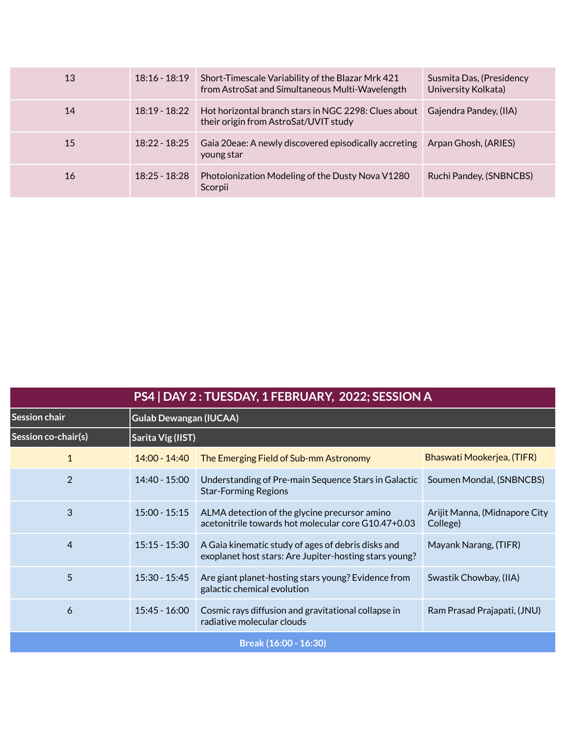| | | | |
|---|---|---|---|
| 13 | 18:16 - 18:19 | Short-Timescale Variability of the Blazar Mrk 421 from AstroSat and Simultaneous Multi-Wavelength | Susmita Das, (Presidency University Kolkata) |
| 14 | 18:19 - 18:22 | Hot horizontal branch stars in NGC 2298: Clues about their origin from AstroSat/UVIT study | Gajendra Pandey, (IIA) |
| 15 | 18:22 - 18:25 | Gaia 20eae: A newly discovered episodically accreting young star | Arpan Ghosh, (ARIES) |
| 16 | 18:25 - 18:28 | Photoionization Modeling of the Dusty Nova V1280 Scorpii | Ruchi Pandey, (SNBNCBS) |

## PS4 | DAY 2 : TUESDAY, 1 FEBRUARY, 2022; SESSION A

| Session chair | Gulab Dewangan (IUCAA) | | |
|---|---|---|---|
| Session co-chair(s) | Sarita Vig (IIST) | | |
| 1 | 14:00 - 14:40 | The Emerging Field of Sub-mm Astronomy | Bhaswati Mookerjea, (TIFR) |
| 2 | 14:40 - 15:00 | Understanding of Pre-main Sequence Stars in Galactic Star-Forming Regions | Soumen Mondal, (SNBNCBS) |
| 3 | 15:00 - 15:15 | ALMA detection of the glycine precursor amino acetonitrile towards hot molecular core G10.47+0.03 | Arijit Manna, (Midnapore City College) |
| 4 | 15:15 - 15:30 | A Gaia kinematic study of ages of debris disks and exoplanet host stars: Are Jupiter-hosting stars young? | Mayank Narang, (TIFR) |
| 5 | 15:30 - 15:45 | Are giant planet-hosting stars young? Evidence from galactic chemical evolution | Swastik Chowbay, (IIA) |
| 6 | 15:45 - 16:00 | Cosmic rays diffusion and gravitational collapse in radiative molecular clouds | Ram Prasad Prajapati, (JNU) |
| Break (16:00 - 16:30) | | | |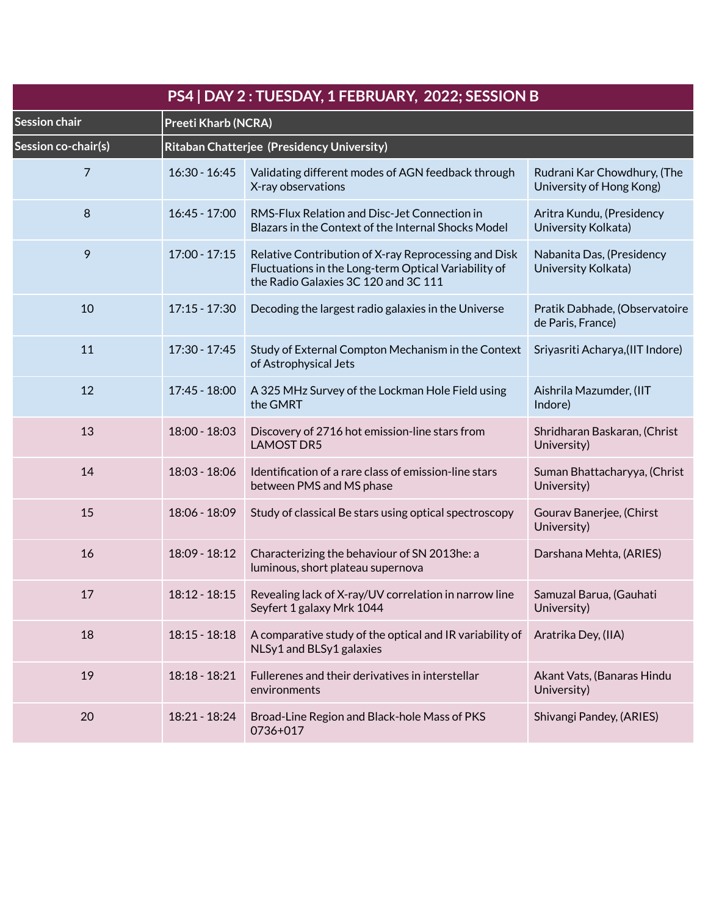| PS4 \| DAY 2 : TUESDAY, 1 FEBRUARY, 2022; SESSION B | | | |
|---|---|---|---|
| **Session chair** | **Preeti Kharb (NCRA)** | | |
| **Session co-chair(s)** | **Ritaban Chatterjee (Presidency University)** | | |
| 7 | 16:30 - 16:45 | Validating different modes of AGN feedback through X-ray observations | Rudrani Kar Chowdhury, (The University of Hong Kong) |
| 8 | 16:45 - 17:00 | RMS-Flux Relation and Disc-Jet Connection in Blazars in the Context of the Internal Shocks Model | Aritra Kundu, (Presidency University Kolkata) |
| 9 | 17:00 - 17:15 | Relative Contribution of X-ray Reprocessing and Disk Fluctuations in the Long-term Optical Variability of the Radio Galaxies 3C 120 and 3C 111 | Nabanita Das, (Presidency University Kolkata) |
| 10 | 17:15 - 17:30 | Decoding the largest radio galaxies in the Universe | Pratik Dabhade, (Observatoire de Paris, France) |
| 11 | 17:30 - 17:45 | Study of External Compton Mechanism in the Context of Astrophysical Jets | Sriyasriti Acharya,(IIT Indore) |
| 12 | 17:45 - 18:00 | A 325 MHz Survey of the Lockman Hole Field using the GMRT | Aishrila Mazumder, (IIT Indore) |
| 13 | 18:00 - 18:03 | Discovery of 2716 hot emission-line stars from LAMOST DR5 | Shridharan Baskaran, (Christ University) |
| 14 | 18:03 - 18:06 | Identification of a rare class of emission-line stars between PMS and MS phase | Suman Bhattacharyya, (Christ University) |
| 15 | 18:06 - 18:09 | Study of classical Be stars using optical spectroscopy | Gourav Banerjee, (Chirst University) |
| 16 | 18:09 - 18:12 | Characterizing the behaviour of SN 2013he: a luminous, short plateau supernova | Darshana Mehta, (ARIES) |
| 17 | 18:12 - 18:15 | Revealing lack of X-ray/UV correlation in narrow line Seyfert 1 galaxy Mrk 1044 | Samuzal Barua, (Gauhati University) |
| 18 | 18:15 - 18:18 | A comparative study of the optical and IR variability of NLSy1 and BLSy1 galaxies | Aratrika Dey, (IIA) |
| 19 | 18:18 - 18:21 | Fullerenes and their derivatives in interstellar environments | Akant Vats, (Banaras Hindu University) |
| 20 | 18:21 - 18:24 | Broad-Line Region and Black-hole Mass of PKS 0736+017 | Shivangi Pandey, (ARIES) |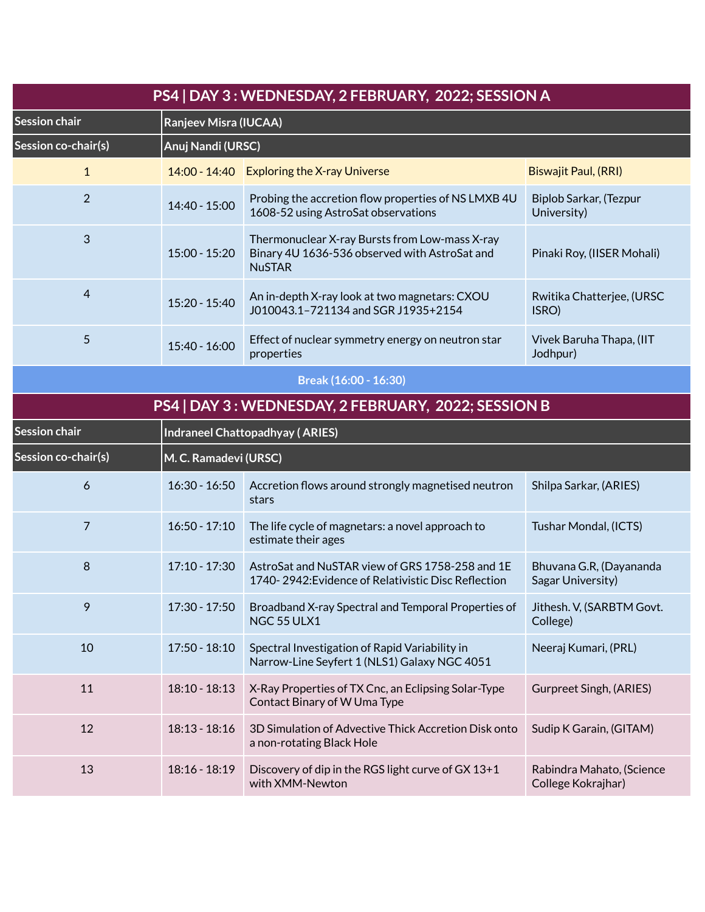| PS4 \| DAY 3 : WEDNESDAY, 2 FEBRUARY, 2022; SESSION A | | | |
|---|---|---|---|
| **Session chair** | **Ranjeev Misra (IUCAA)** | | |
| **Session co-chair(s)** | **Anuj Nandi (URSC)** | | |
| 1 | 14:00 - 14:40 | Exploring the X-ray Universe | Biswajit Paul, (RRI) |
| 2 | 14:40 - 15:00 | Probing the accretion flow properties of NS LMXB 4U 1608-52 using AstroSat observations | Biplob Sarkar, (Tezpur University) |
| 3 | 15:00 - 15:20 | Thermonuclear X-ray Bursts from Low-mass X-ray Binary 4U 1636-536 observed with AstroSat and NuSTAR | Pinaki Roy, (IISER Mohali) |
| 4 | 15:20 - 15:40 | An in-depth X-ray look at two magnetars: CXOU J010043.1–721134 and SGR J1935+2154 | Rwitika Chatterjee, (URSC ISRO) |
| 5 | 15:40 - 16:00 | Effect of nuclear symmetry energy on neutron star properties | Vivek Baruha Thapa, (IIT Jodhpur) |
| **Break (16:00 - 16:30)** | | | |

| PS4 \| DAY 3 : WEDNESDAY, 2 FEBRUARY, 2022; SESSION B | | | |
|---|---|---|---|
| **Session chair** | **Indraneel Chattopadhyay ( ARIES)** | | |
| **Session co-chair(s)** | **M. C. Ramadevi (URSC)** | | |
| 6 | 16:30 - 16:50 | Accretion flows around strongly magnetised neutron stars | Shilpa Sarkar, (ARIES) |
| 7 | 16:50 - 17:10 | The life cycle of magnetars: a novel approach to estimate their ages | Tushar Mondal, (ICTS) |
| 8 | 17:10 - 17:30 | AstroSat and NuSTAR view of GRS 1758-258 and 1E 1740- 2942:Evidence of Relativistic Disc Reflection | Bhuvana G.R, (Dayananda Sagar University) |
| 9 | 17:30 - 17:50 | Broadband X-ray Spectral and Temporal Properties of NGC 55 ULX1 | Jithesh. V, (SARBTM Govt. College) |
| 10 | 17:50 - 18:10 | Spectral Investigation of Rapid Variability in Narrow-Line Seyfert 1 (NLS1) Galaxy NGC 4051 | Neeraj Kumari, (PRL) |
| 11 | 18:10 - 18:13 | X-Ray Properties of TX Cnc, an Eclipsing Solar-Type Contact Binary of W Uma Type | Gurpreet Singh, (ARIES) |
| 12 | 18:13 - 18:16 | 3D Simulation of Advective Thick Accretion Disk onto a non-rotating Black Hole | Sudip K Garain, (GITAM) |
| 13 | 18:16 - 18:19 | Discovery of dip in the RGS light curve of GX 13+1 with XMM-Newton | Rabindra Mahato, (Science College Kokrajhar) |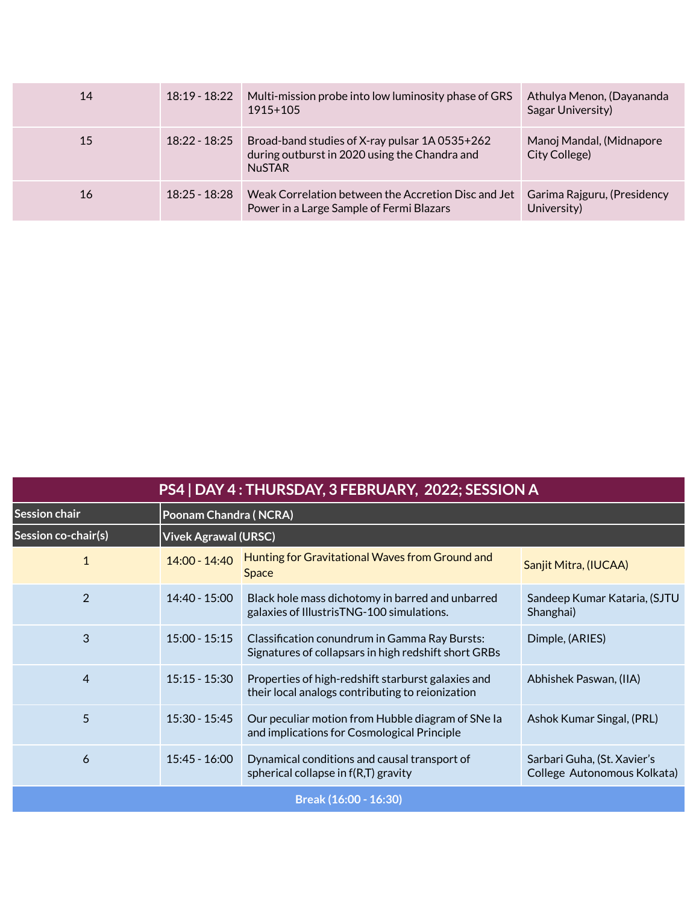| | | | |
|---|---|---|---|
| 14 | 18:19 - 18:22 | Multi-mission probe into low luminosity phase of GRS 1915+105 | Athulya Menon, (Dayananda Sagar University) |
| 15 | 18:22 - 18:25 | Broad-band studies of X-ray pulsar 1A 0535+262 during outburst in 2020 using the Chandra and NuSTAR | Manoj Mandal, (Midnapore City College) |
| 16 | 18:25 - 18:28 | Weak Correlation between the Accretion Disc and Jet Power in a Large Sample of Fermi Blazars | Garima Rajguru, (Presidency University) |

| PS4 \| DAY 4 : THURSDAY, 3 FEBRUARY, 2022; SESSION A | | | |
|---|---|---|---|
| **Session chair** | **Poonam Chandra ( NCRA)** | | |
| **Session co-chair(s)** | **Vivek Agrawal (URSC)** | | |
| 1 | 14:00 - 14:40 | Hunting for Gravitational Waves from Ground and Space | Sanjit Mitra, (IUCAA) |
| 2 | 14:40 - 15:00 | Black hole mass dichotomy in barred and unbarred galaxies of IllustrisTNG-100 simulations. | Sandeep Kumar Kataria, (SJTU Shanghai) |
| 3 | 15:00 - 15:15 | Classification conundrum in Gamma Ray Bursts: Signatures of collapsars in high redshift short GRBs | Dimple, (ARIES) |
| 4 | 15:15 - 15:30 | Properties of high-redshift starburst galaxies and their local analogs contributing to reionization | Abhishek Paswan, (IIA) |
| 5 | 15:30 - 15:45 | Our peculiar motion from Hubble diagram of SNe Ia and implications for Cosmological Principle | Ashok Kumar Singal, (PRL) |
| 6 | 15:45 - 16:00 | Dynamical conditions and causal transport of spherical collapse in f(R,T) gravity | Sarbari Guha, (St. Xavier's College Autonomous Kolkata) |
| **Break (16:00 - 16:30)** | | | |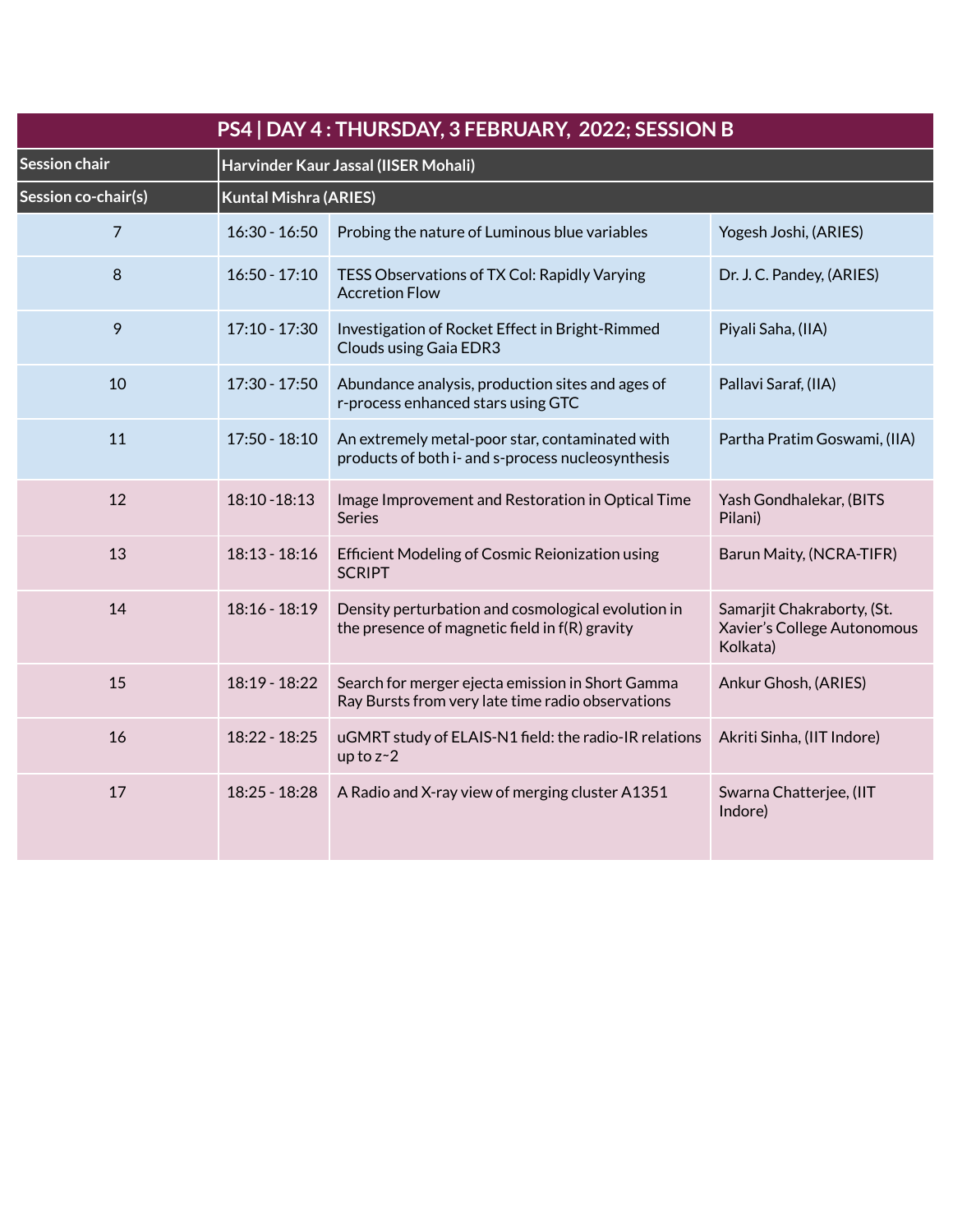| PS4 \| DAY 4 : THURSDAY, 3 FEBRUARY, 2022; SESSION B | | | |
|---|---|---|---|
| **Session chair** | **Harvinder Kaur Jassal (IISER Mohali)** | | |
| **Session co-chair(s)** | **Kuntal Mishra (ARIES)** | | |
| 7 | 16:30 - 16:50 | Probing the nature of Luminous blue variables | Yogesh Joshi, (ARIES) |
| 8 | 16:50 - 17:10 | TESS Observations of TX Col: Rapidly Varying Accretion Flow | Dr. J. C. Pandey, (ARIES) |
| 9 | 17:10 - 17:30 | Investigation of Rocket Effect in Bright-Rimmed Clouds using Gaia EDR3 | Piyali Saha, (IIA) |
| 10 | 17:30 - 17:50 | Abundance analysis, production sites and ages of r-process enhanced stars using GTC | Pallavi Saraf, (IIA) |
| 11 | 17:50 - 18:10 | An extremely metal-poor star, contaminated with products of both i- and s-process nucleosynthesis | Partha Pratim Goswami, (IIA) |
| 12 | 18:10 -18:13 | Image Improvement and Restoration in Optical Time Series | Yash Gondhalekar, (BITS Pilani) |
| 13 | 18:13 - 18:16 | Efficient Modeling of Cosmic Reionization using SCRIPT | Barun Maity, (NCRA-TIFR) |
| 14 | 18:16 - 18:19 | Density perturbation and cosmological evolution in the presence of magnetic field in f(R) gravity | Samarjit Chakraborty, (St. Xavier's College Autonomous Kolkata) |
| 15 | 18:19 - 18:22 | Search for merger ejecta emission in Short Gamma Ray Bursts from very late time radio observations | Ankur Ghosh, (ARIES) |
| 16 | 18:22 - 18:25 | uGMRT study of ELAIS-N1 field: the radio-IR relations up to z~2 | Akriti Sinha, (IIT Indore) |
| 17 | 18:25 - 18:28 | A Radio and X-ray view of merging cluster A1351 | Swarna Chatterjee, (IIT Indore) |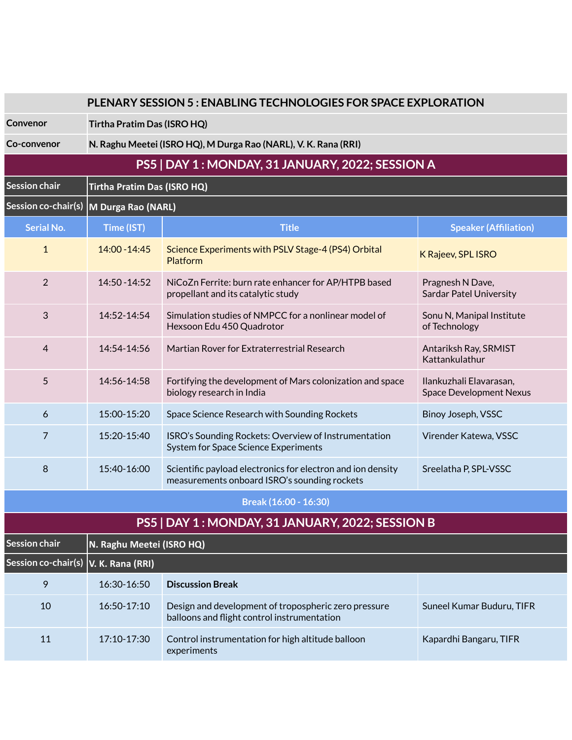## PLENARY SESSION 5 : ENABLING TECHNOLOGIES FOR SPACE EXPLORATION

| | |
|---|---|
| **Convenor** | **Tirtha Pratim Das (ISRO HQ)** |
| **Co-convenor** | **N. Raghu Meetei (ISRO HQ), M Durga Rao (NARL), V. K. Rana (RRI)** |

### PS5 | DAY 1 : MONDAY, 31 JANUARY, 2022; SESSION A

| | |
|---|---|
| **Session chair** | **Tirtha Pratim Das (ISRO HQ)** |
| **Session co-chair(s)** | **M Durga Rao (NARL)** |

| Serial No. | Time (IST) | Title | Speaker (Affiliation) |
|---|---|---|---|
| 1 | 14:00 -14:45 | Science Experiments with PSLV Stage-4 (PS4) Orbital Platform | K Rajeev, SPL ISRO |
| 2 | 14:50 -14:52 | NiCoZn Ferrite: burn rate enhancer for AP/HTPB based propellant and its catalytic study | Pragnesh N Dave, Sardar Patel University |
| 3 | 14:52-14:54 | Simulation studies of NMPCC for a nonlinear model of Hexsoon Edu 450 Quadrotor | Sonu N, Manipal Institute of Technology |
| 4 | 14:54-14:56 | Martian Rover for Extraterrestrial Research | Antariksh Ray, SRMIST Kattankulathur |
| 5 | 14:56-14:58 | Fortifying the development of Mars colonization and space biology research in India | Ilankuzhali Elavarasan, Space Development Nexus |
| 6 | 15:00-15:20 | Space Science Research with Sounding Rockets | Binoy Joseph, VSSC |
| 7 | 15:20-15:40 | ISRO's Sounding Rockets: Overview of Instrumentation System for Space Science Experiments | Virender Katewa, VSSC |
| 8 | 15:40-16:00 | Scientific payload electronics for electron and ion density measurements onboard ISRO's sounding rockets | Sreelatha P, SPL-VSSC |

**Break (16:00 - 16:30)**

### PS5 | DAY 1 : MONDAY, 31 JANUARY, 2022; SESSION B

| | |
|---|---|
| **Session chair** | **N. Raghu Meetei (ISRO HQ)** |
| **Session co-chair(s)** | **V. K. Rana (RRI)** |

| Serial No. | Time (IST) | Title | Speaker (Affiliation) |
|---|---|---|---|
| 9 | 16:30-16:50 | **Discussion Break** | |
| 10 | 16:50-17:10 | Design and development of tropospheric zero pressure balloons and flight control instrumentation | Suneel Kumar Buduru, TIFR |
| 11 | 17:10-17:30 | Control instrumentation for high altitude balloon experiments | Kapardhi Bangaru, TIFR |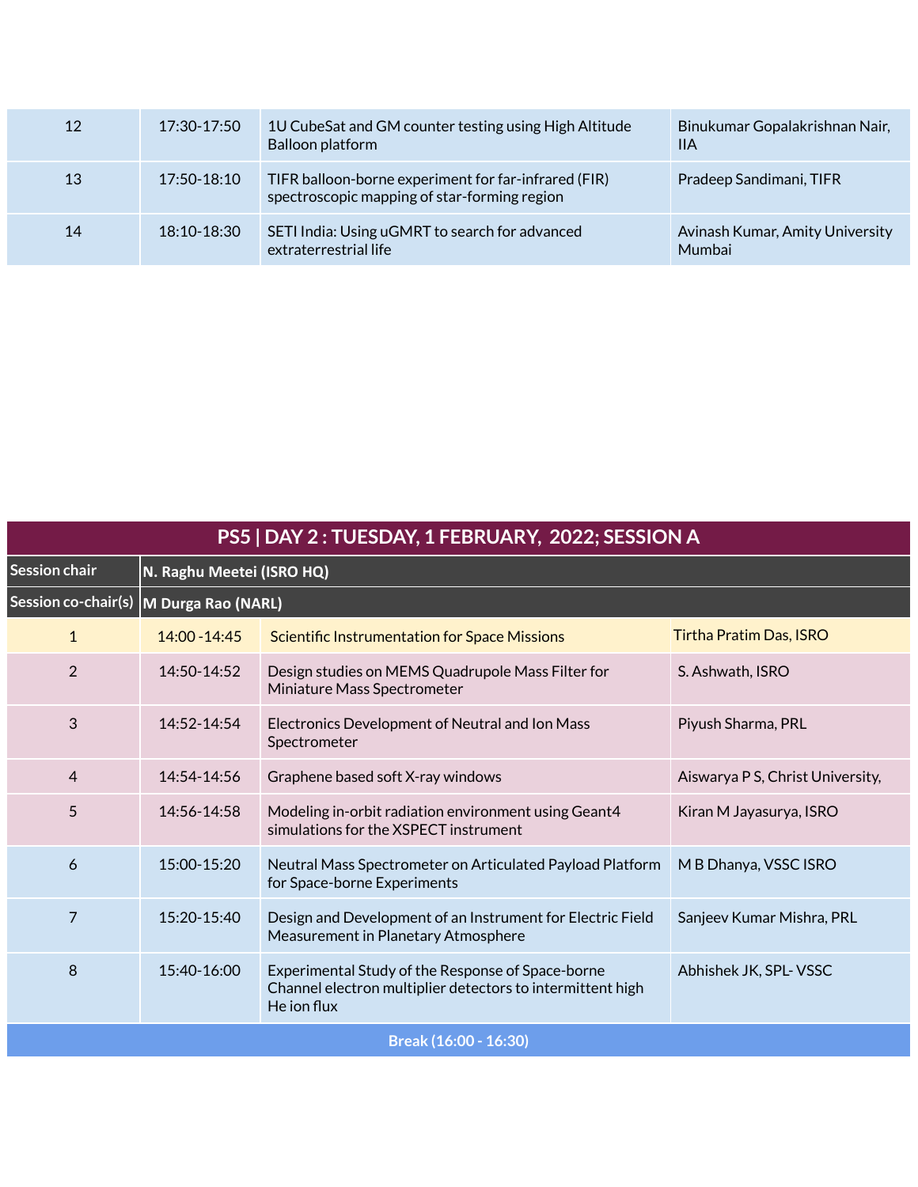| | | | |
|---|---|---|---|
| 12 | 17:30-17:50 | 1U CubeSat and GM counter testing using High Altitude Balloon platform | Binukumar Gopalakrishnan Nair, IIA |
| 13 | 17:50-18:10 | TIFR balloon-borne experiment for far-infrared (FIR) spectroscopic mapping of star-forming region | Pradeep Sandimani, TIFR |
| 14 | 18:10-18:30 | SETI India: Using uGMRT to search for advanced extraterrestrial life | Avinash Kumar, Amity University Mumbai |

## PS5 | DAY 2 : TUESDAY, 1 FEBRUARY, 2022; SESSION A

| | | | |
|---|---|---|---|
| **Session chair** | **N. Raghu Meetei (ISRO HQ)** | | |
| **Session co-chair(s)** | **M Durga Rao (NARL)** | | |
| 1 | 14:00 -14:45 | Scientific Instrumentation for Space Missions | Tirtha Pratim Das, ISRO |
| 2 | 14:50-14:52 | Design studies on MEMS Quadrupole Mass Filter for Miniature Mass Spectrometer | S. Ashwath, ISRO |
| 3 | 14:52-14:54 | Electronics Development of Neutral and Ion Mass Spectrometer | Piyush Sharma, PRL |
| 4 | 14:54-14:56 | Graphene based soft X-ray windows | Aiswarya P S, Christ University, |
| 5 | 14:56-14:58 | Modeling in-orbit radiation environment using Geant4 simulations for the XSPECT instrument | Kiran M Jayasurya, ISRO |
| 6 | 15:00-15:20 | Neutral Mass Spectrometer on Articulated Payload Platform for Space-borne Experiments | M B Dhanya, VSSC ISRO |
| 7 | 15:20-15:40 | Design and Development of an Instrument for Electric Field Measurement in Planetary Atmosphere | Sanjeev Kumar Mishra, PRL |
| 8 | 15:40-16:00 | Experimental Study of the Response of Space-borne Channel electron multiplier detectors to intermittent high He ion flux | Abhishek JK, SPL- VSSC |
| **Break (16:00 - 16:30)** | | | |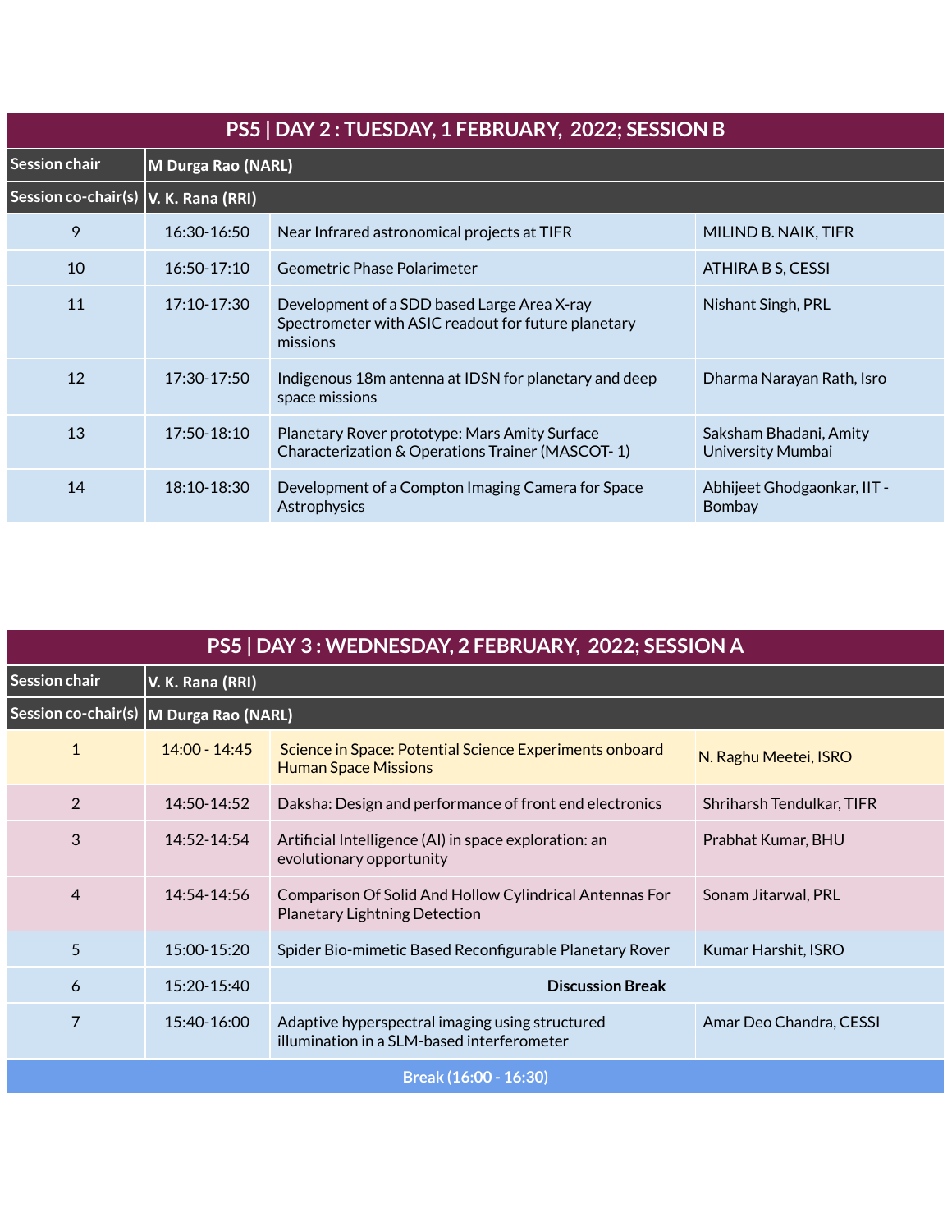## PS5 | DAY 2 : TUESDAY, 1 FEBRUARY, 2022; SESSION B

| Session chair | M Durga Rao (NARL) | | |
|---|---|---|---|
| Session co-chair(s) | V. K. Rana (RRI) | | |
| 9 | 16:30-16:50 | Near Infrared astronomical projects at TIFR | MILIND B. NAIK, TIFR |
| 10 | 16:50-17:10 | Geometric Phase Polarimeter | ATHIRA B S, CESSI |
| 11 | 17:10-17:30 | Development of a SDD based Large Area X-ray Spectrometer with ASIC readout for future planetary missions | Nishant Singh, PRL |
| 12 | 17:30-17:50 | Indigenous 18m antenna at IDSN for planetary and deep space missions | Dharma Narayan Rath, Isro |
| 13 | 17:50-18:10 | Planetary Rover prototype: Mars Amity Surface Characterization & Operations Trainer (MASCOT- 1) | Saksham Bhadani, Amity University Mumbai |
| 14 | 18:10-18:30 | Development of a Compton Imaging Camera for Space Astrophysics | Abhijeet Ghodgaonkar, IIT - Bombay |

## PS5 | DAY 3 : WEDNESDAY, 2 FEBRUARY, 2022; SESSION A

| Session chair | V. K. Rana (RRI) | | |
|---|---|---|---|
| Session co-chair(s) | M Durga Rao (NARL) | | |
| 1 | 14:00 - 14:45 | Science in Space: Potential Science Experiments onboard Human Space Missions | N. Raghu Meetei, ISRO |
| 2 | 14:50-14:52 | Daksha: Design and performance of front end electronics | Shriharsh Tendulkar, TIFR |
| 3 | 14:52-14:54 | Artificial Intelligence (AI) in space exploration: an evolutionary opportunity | Prabhat Kumar, BHU |
| 4 | 14:54-14:56 | Comparison Of Solid And Hollow Cylindrical Antennas For Planetary Lightning Detection | Sonam Jitarwal, PRL |
| 5 | 15:00-15:20 | Spider Bio-mimetic Based Reconfigurable Planetary Rover | Kumar Harshit, ISRO |
| 6 | 15:20-15:40 | **Discussion Break** | |
| 7 | 15:40-16:00 | Adaptive hyperspectral imaging using structured illumination in a SLM-based interferometer | Amar Deo Chandra, CESSI |
| Break (16:00 - 16:30) | | | |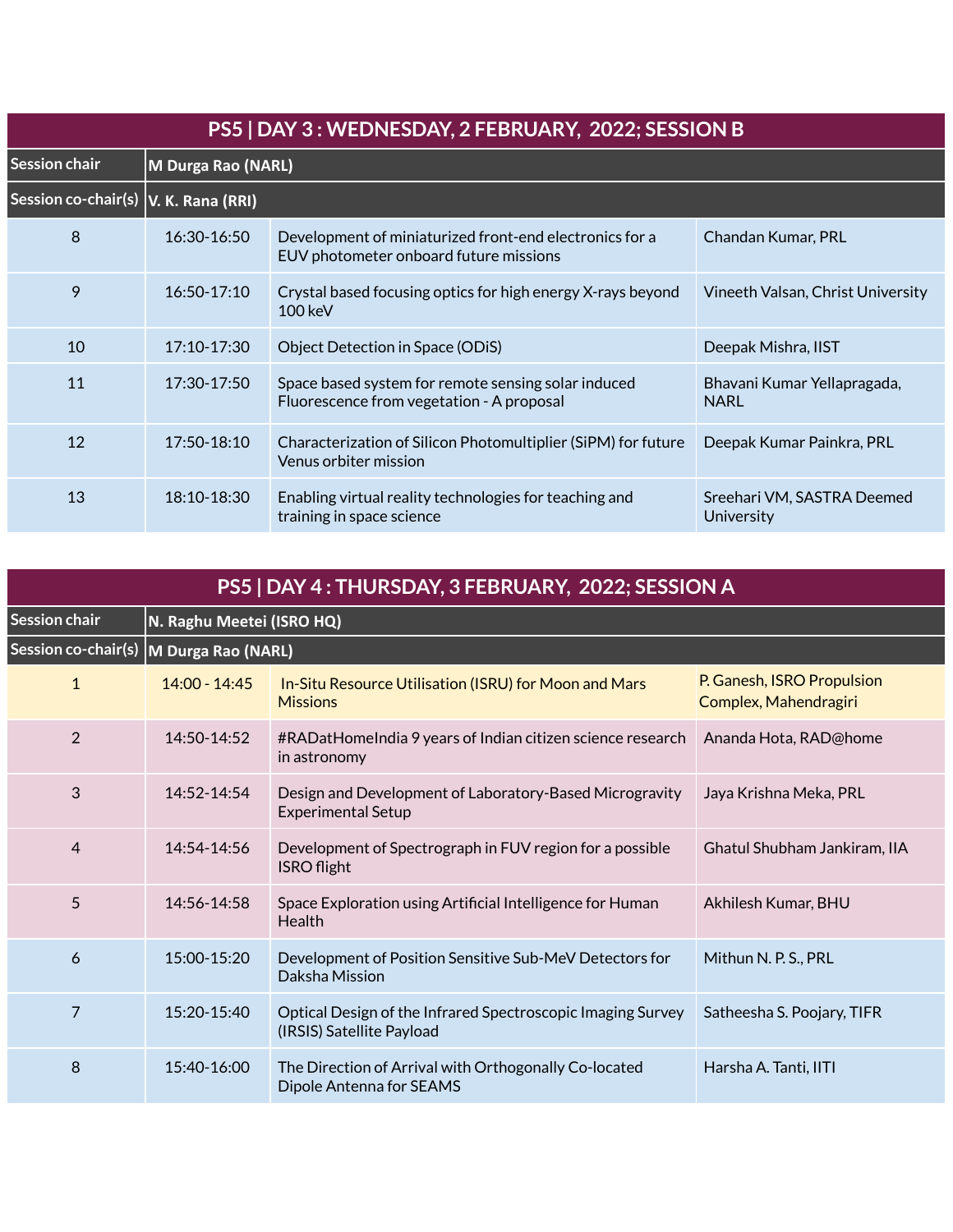## PS5 | DAY 3 : WEDNESDAY, 2 FEBRUARY, 2022; SESSION B

| Session chair | M Durga Rao (NARL) | | |
|---|---|---|---|
| Session co-chair(s) | V. K. Rana (RRI) | | |
| 8 | 16:30-16:50 | Development of miniaturized front-end electronics for a EUV photometer onboard future missions | Chandan Kumar, PRL |
| 9 | 16:50-17:10 | Crystal based focusing optics for high energy X-rays beyond 100 keV | Vineeth Valsan, Christ University |
| 10 | 17:10-17:30 | Object Detection in Space (ODiS) | Deepak Mishra, IIST |
| 11 | 17:30-17:50 | Space based system for remote sensing solar induced Fluorescence from vegetation - A proposal | Bhavani Kumar Yellapragada, NARL |
| 12 | 17:50-18:10 | Characterization of Silicon Photomultiplier (SiPM) for future Venus orbiter mission | Deepak Kumar Painkra, PRL |
| 13 | 18:10-18:30 | Enabling virtual reality technologies for teaching and training in space science | Sreehari VM, SASTRA Deemed University |

## PS5 | DAY 4 : THURSDAY, 3 FEBRUARY, 2022; SESSION A

| Session chair | N. Raghu Meetei (ISRO HQ) | | |
|---|---|---|---|
| Session co-chair(s) | M Durga Rao (NARL) | | |
| 1 | 14:00 - 14:45 | In-Situ Resource Utilisation (ISRU) for Moon and Mars Missions | P. Ganesh, ISRO Propulsion Complex, Mahendragiri |
| 2 | 14:50-14:52 | #RADatHomeIndia 9 years of Indian citizen science research in astronomy | Ananda Hota, RAD@home |
| 3 | 14:52-14:54 | Design and Development of Laboratory-Based Microgravity Experimental Setup | Jaya Krishna Meka, PRL |
| 4 | 14:54-14:56 | Development of Spectrograph in FUV region for a possible ISRO flight | Ghatul Shubham Jankiram, IIA |
| 5 | 14:56-14:58 | Space Exploration using Artificial Intelligence for Human Health | Akhilesh Kumar, BHU |
| 6 | 15:00-15:20 | Development of Position Sensitive Sub-MeV Detectors for Daksha Mission | Mithun N. P. S., PRL |
| 7 | 15:20-15:40 | Optical Design of the Infrared Spectroscopic Imaging Survey (IRSIS) Satellite Payload | Satheesha S. Poojary, TIFR |
| 8 | 15:40-16:00 | The Direction of Arrival with Orthogonally Co-located Dipole Antenna for SEAMS | Harsha A. Tanti, IITI |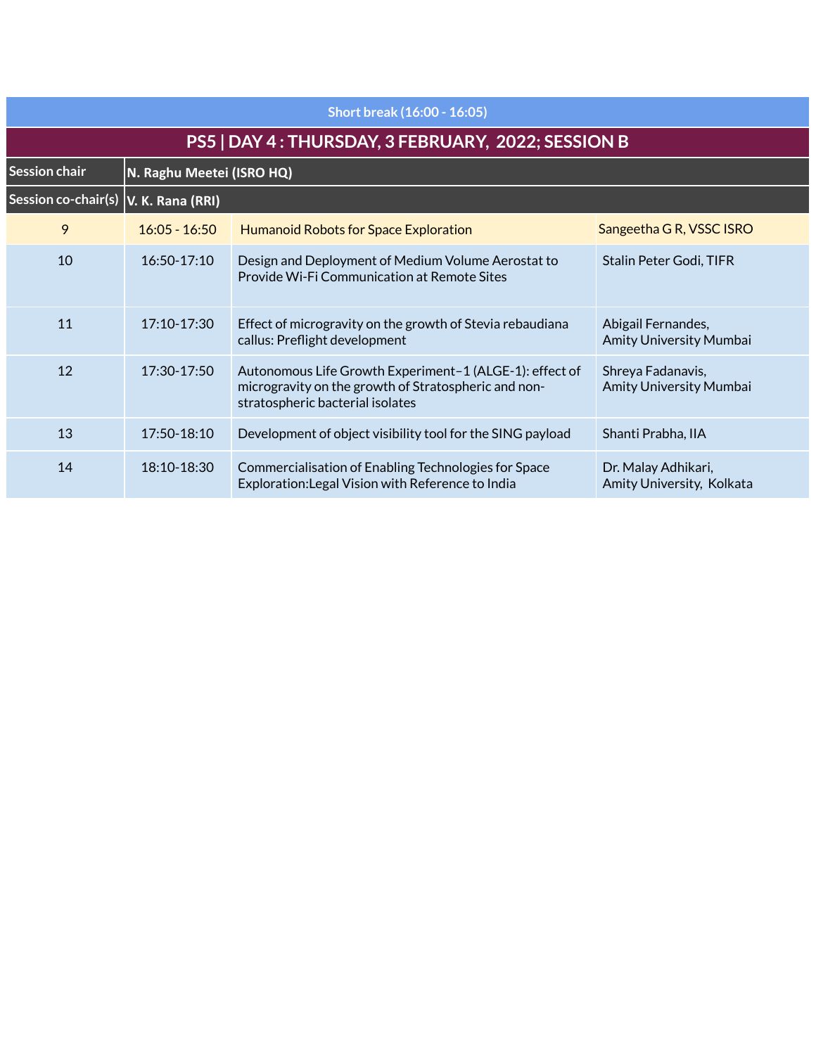Short break (16:00 - 16:05)

## PS5 | DAY 4 : THURSDAY, 3 FEBRUARY, 2022; SESSION B

| | | | |
|---|---|---|---|
| **Session chair** | **N. Raghu Meetei (ISRO HQ)** | | |
| **Session co-chair(s)** | **V. K. Rana (RRI)** | | |
| 9 | 16:05 - 16:50 | Humanoid Robots for Space Exploration | Sangeetha G R, VSSC ISRO |
| 10 | 16:50-17:10 | Design and Deployment of Medium Volume Aerostat to Provide Wi-Fi Communication at Remote Sites | Stalin Peter Godi, TIFR |
| 11 | 17:10-17:30 | Effect of microgravity on the growth of Stevia rebaudiana callus: Preflight development | Abigail Fernandes, Amity University Mumbai |
| 12 | 17:30-17:50 | Autonomous Life Growth Experiment–1 (ALGE-1): effect of microgravity on the growth of Stratospheric and non-stratospheric bacterial isolates | Shreya Fadanavis, Amity University Mumbai |
| 13 | 17:50-18:10 | Development of object visibility tool for the SING payload | Shanti Prabha, IIA |
| 14 | 18:10-18:30 | Commercialisation of Enabling Technologies for Space Exploration:Legal Vision with Reference to India | Dr. Malay Adhikari, Amity University, Kolkata |